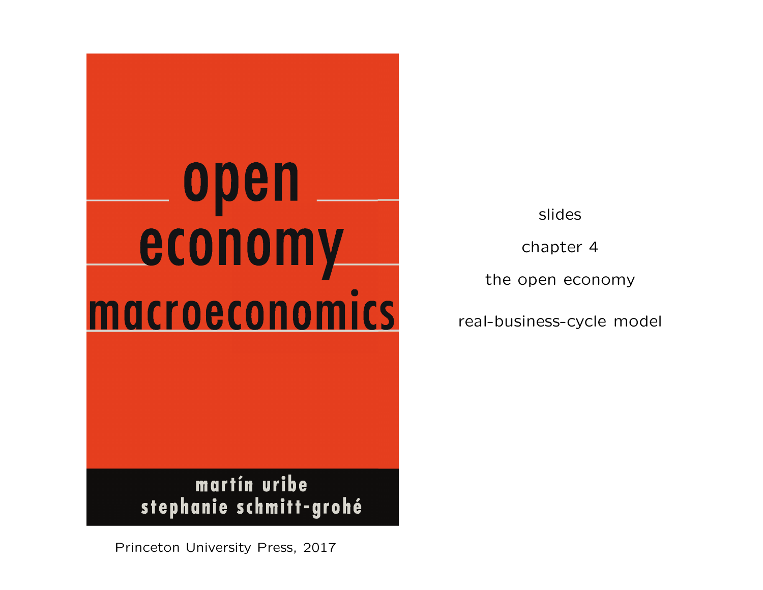# open economy macroeconomics

martín uribe
stephanie schmitt-grohé

Princeton University Press, 2017

slides

chapter 4

the open economy

real-business-cycle model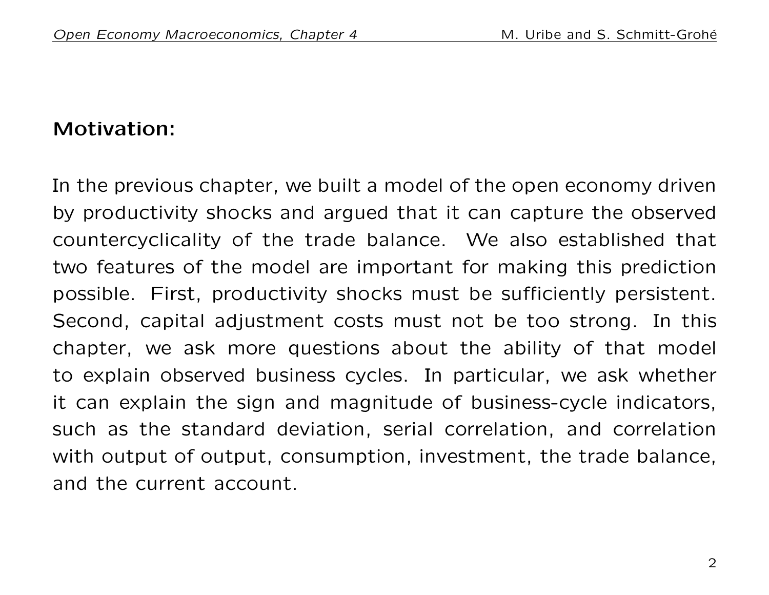**Motivation:**

In the previous chapter, we built a model of the open economy driven by productivity shocks and argued that it can capture the observed countercyclicality of the trade balance. We also established that two features of the model are important for making this prediction possible. First, productivity shocks must be sufficiently persistent. Second, capital adjustment costs must not be too strong. In this chapter, we ask more questions about the ability of that model to explain observed business cycles. In particular, we ask whether it can explain the sign and magnitude of business-cycle indicators, such as the standard deviation, serial correlation, and correlation with output of output, consumption, investment, the trade balance, and the current account.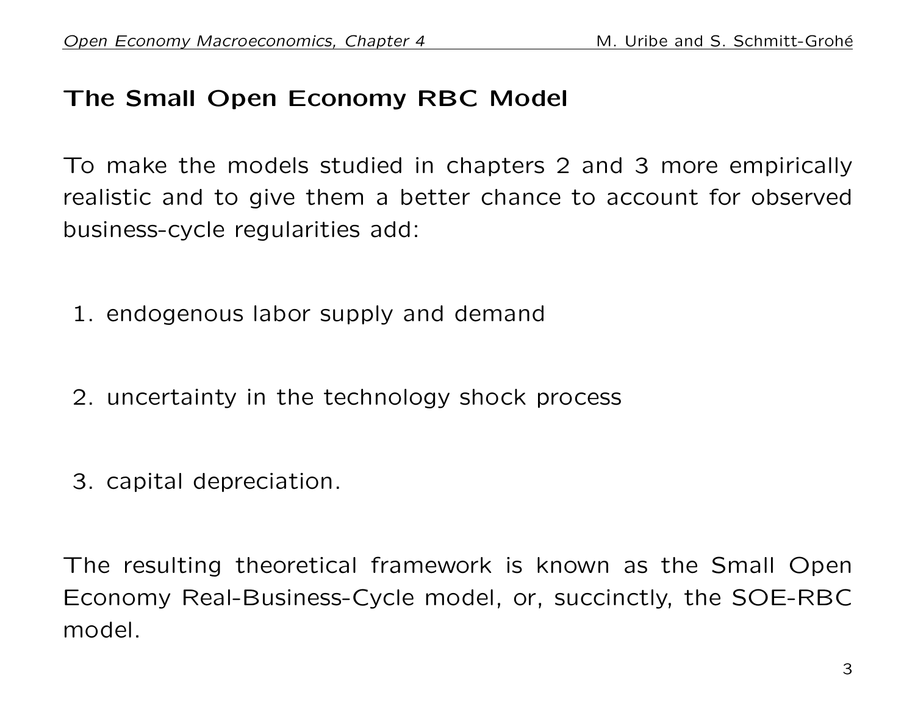## The Small Open Economy RBC Model

To make the models studied in chapters 2 and 3 more empirically realistic and to give them a better chance to account for observed business-cycle regularities add:

1. endogenous labor supply and demand
2. uncertainty in the technology shock process
3. capital depreciation.

The resulting theoretical framework is known as the Small Open Economy Real-Business-Cycle model, or, succinctly, the SOE-RBC model.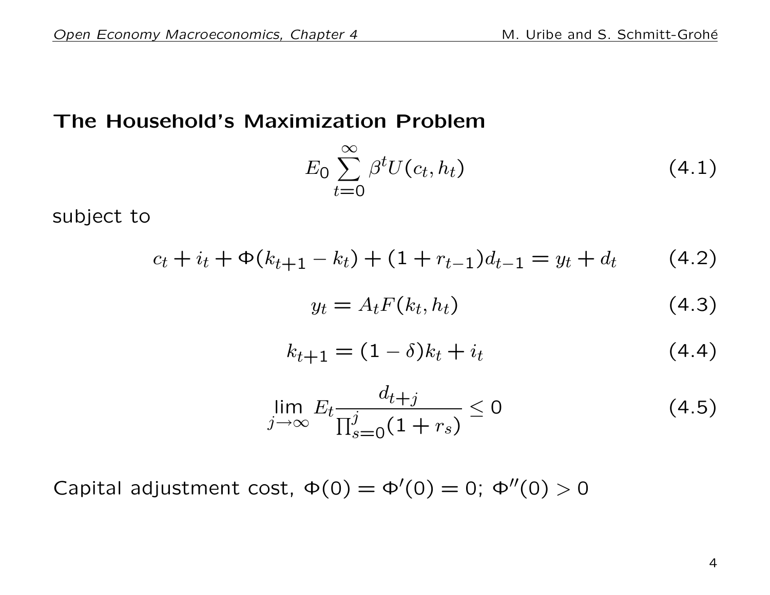## The Household's Maximization Problem

$$E_0 \sum_{t=0}^{\infty} \beta^t U(c_t, h_t) \tag{4.1}$$

subject to

$$c_t + i_t + \Phi(k_{t+1} - k_t) + (1 + r_{t-1}) d_{t-1} = y_t + d_t \tag{4.2}$$

$$y_t = A_t F(k_t, h_t) \tag{4.3}$$

$$k_{t+1} = (1 - \delta) k_t + i_t \tag{4.4}$$

$$\lim_{j \to \infty} E_t \frac{d_{t+j}}{\prod_{s=0}^{j} (1 + r_s)} \leq 0 \tag{4.5}$$

Capital adjustment cost, $\Phi(0) = \Phi'(0) = 0$; $\Phi''(0) > 0$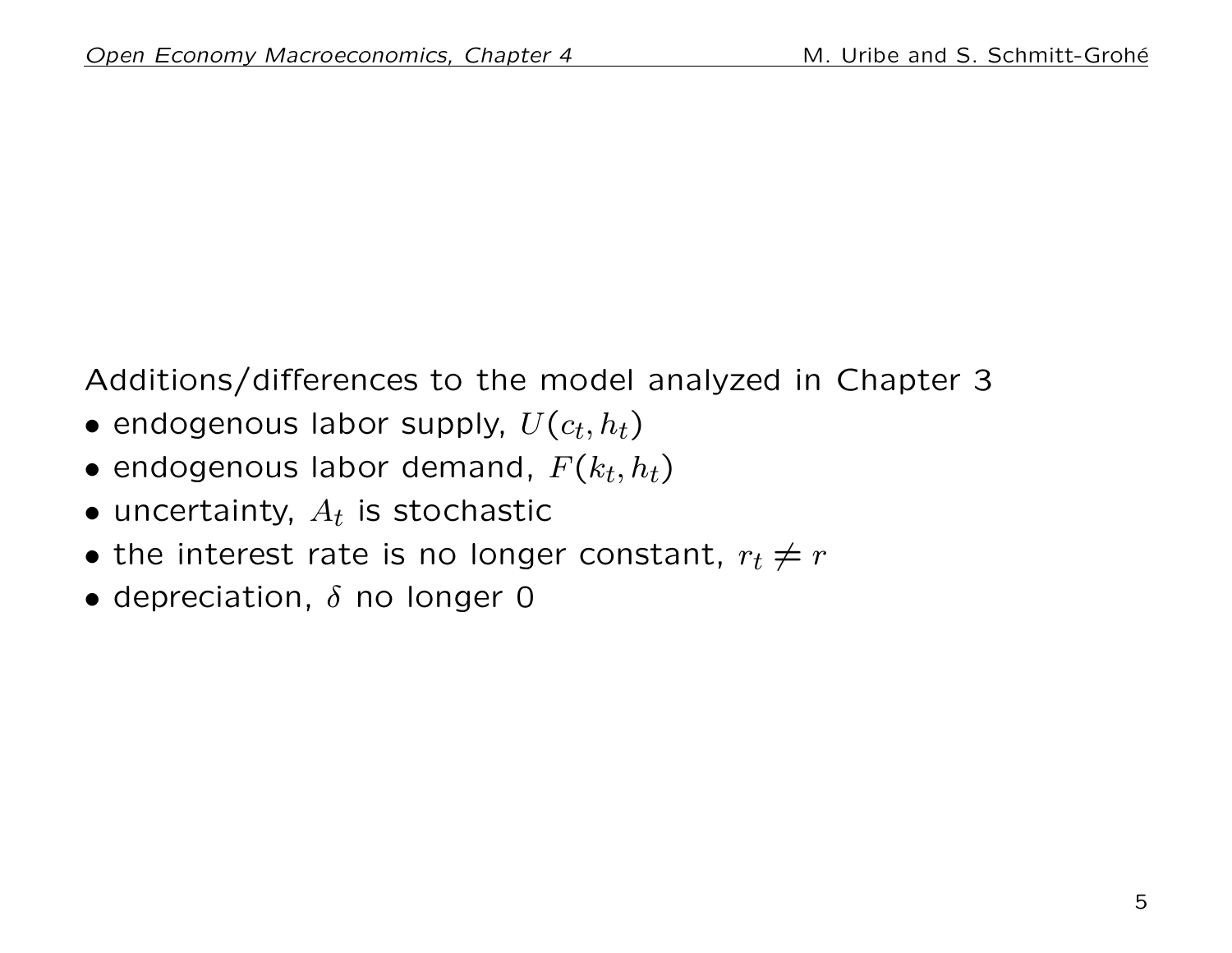Additions/differences to the model analyzed in Chapter 3

- endogenous labor supply, $U(c_t, h_t)$
- endogenous labor demand, $F(k_t, h_t)$
- uncertainty, $A_t$ is stochastic
- the interest rate is no longer constant, $r_t \neq r$
- depreciation, $\delta$ no longer 0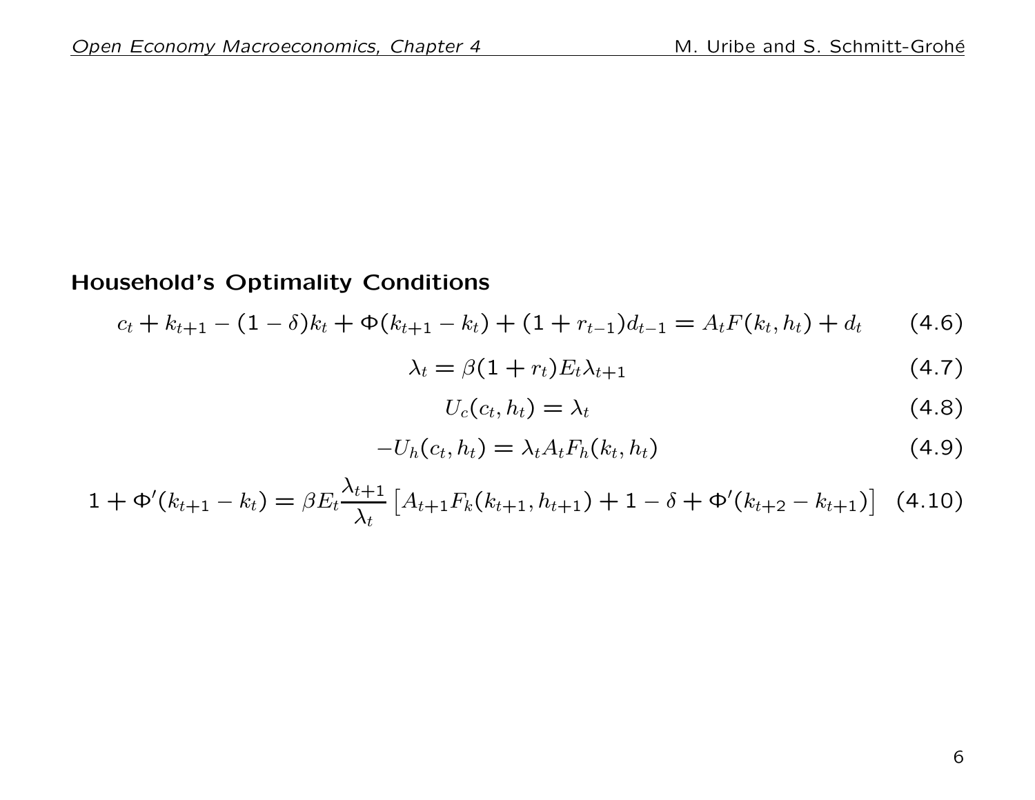**Household's Optimality Conditions**

$$c_t + k_{t+1} - (1-\delta)k_t + \Phi(k_{t+1} - k_t) + (1 + r_{t-1})d_{t-1} = A_t F(k_t, h_t) + d_t \tag{4.6}$$

$$\lambda_t = \beta(1 + r_t)E_t \lambda_{t+1} \tag{4.7}$$

$$U_c(c_t, h_t) = \lambda_t \tag{4.8}$$

$$-U_h(c_t, h_t) = \lambda_t A_t F_h(k_t, h_t) \tag{4.9}$$

$$1 + \Phi'(k_{t+1} - k_t) = \beta E_t \frac{\lambda_{t+1}}{\lambda_t}\left[A_{t+1}F_k(k_{t+1}, h_{t+1}) + 1 - \delta + \Phi'(k_{t+2} - k_{t+1})\right] \tag{4.10}$$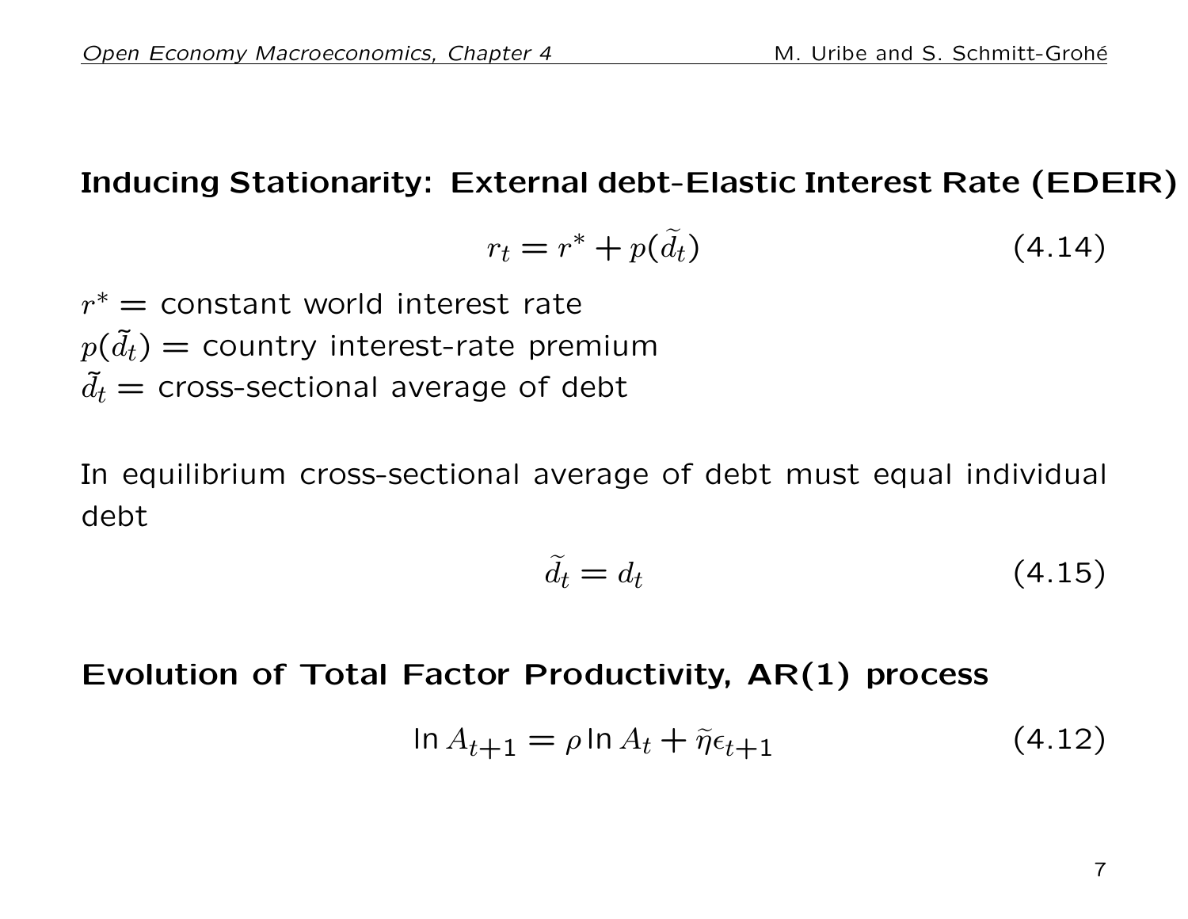**Inducing Stationarity: External debt-Elastic Interest Rate (EDEIR)**

$$r_t = r^* + p(\widetilde{d}_t) \tag{4.14}$$

$r^*$ = constant world interest rate
$p(\tilde{d}_t)$ = country interest-rate premium
$\tilde{d}_t$ = cross-sectional average of debt

In equilibrium cross-sectional average of debt must equal individual debt

$$\widetilde{d}_t = d_t \tag{4.15}$$

**Evolution of Total Factor Productivity, AR(1) process**

$$\ln A_{t+1} = \rho \ln A_t + \widetilde{\eta}\epsilon_{t+1} \tag{4.12}$$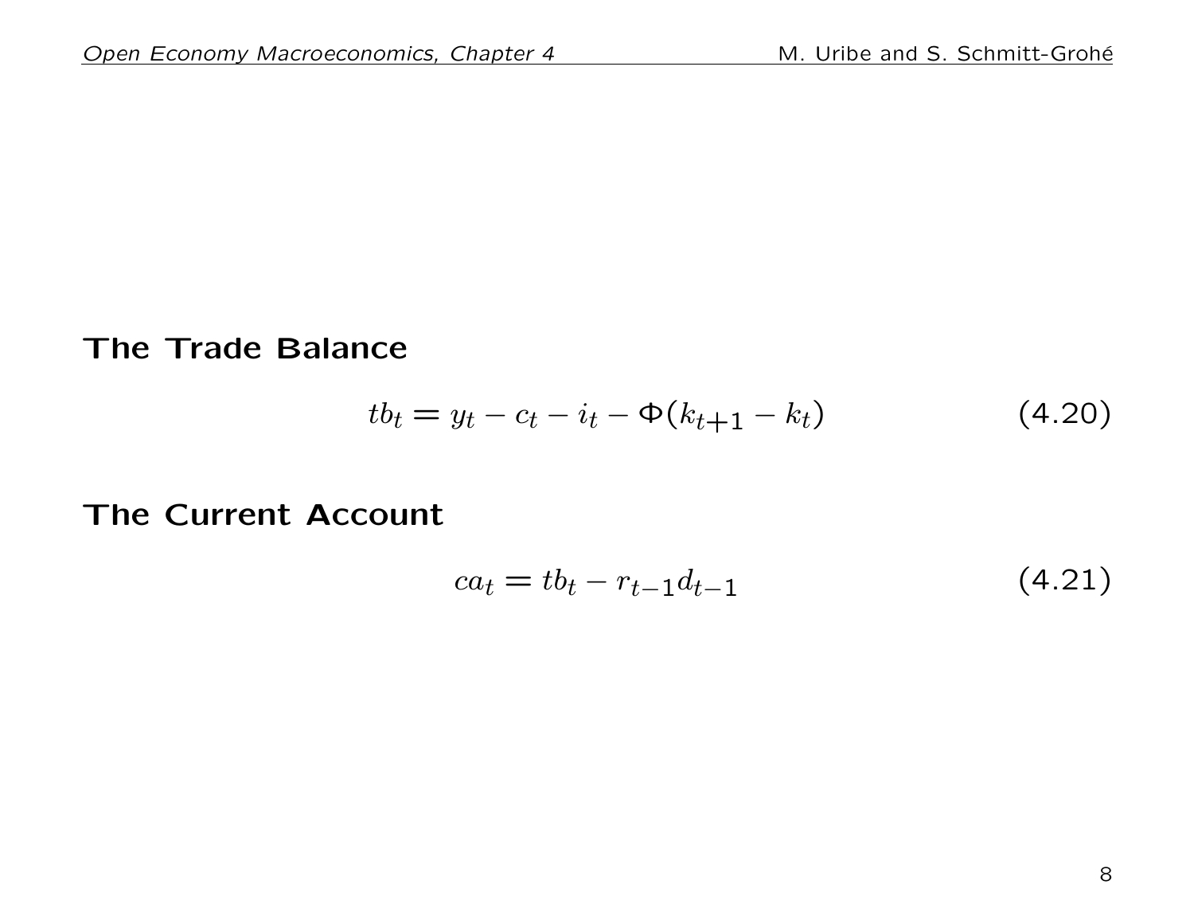**The Trade Balance**

$$tb_t = y_t - c_t - i_t - \Phi(k_{t+1} - k_t) \tag{4.20}$$

**The Current Account**

$$ca_t = tb_t - r_{t-1}d_{t-1} \tag{4.21}$$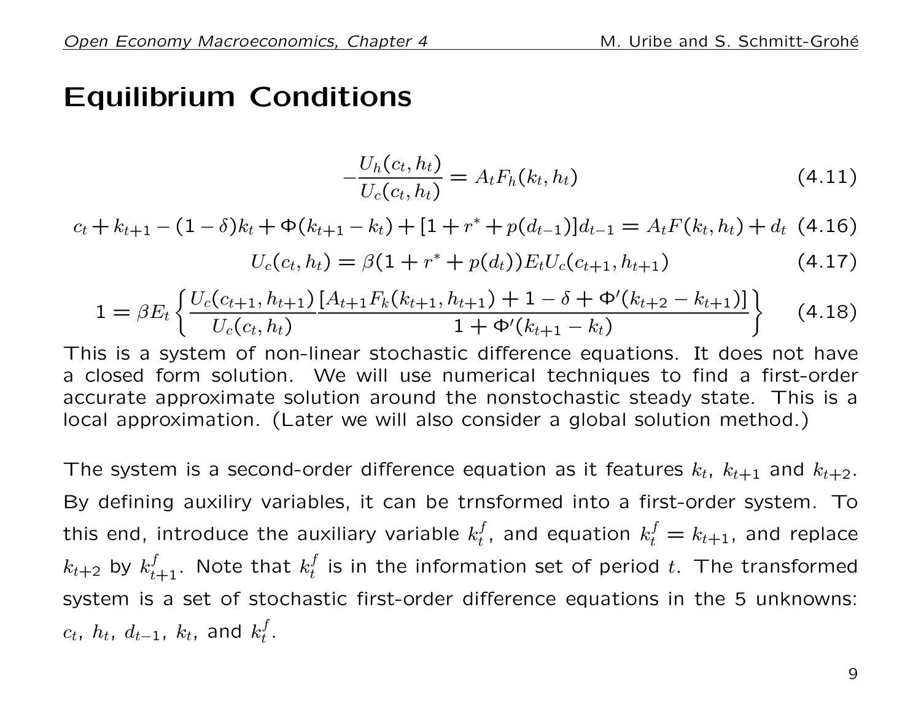# Equilibrium Conditions

$$-\frac{U_h(c_t,h_t)}{U_c(c_t,h_t)} = A_t F_h(k_t,h_t) \tag{4.11}$$

$$c_t + k_{t+1} - (1-\delta)k_t + \Phi(k_{t+1}-k_t) + [1+r^* + p(d_{t-1})]d_{t-1} = A_t F(k_t,h_t) + d_t \tag{4.16}$$

$$U_c(c_t,h_t) = \beta(1+r^*+p(d_t))E_t U_c(c_{t+1},h_{t+1}) \tag{4.17}$$

$$1 = \beta E_t \left\{ \frac{U_c(c_{t+1},h_{t+1})}{U_c(c_t,h_t)} \frac{[A_{t+1}F_k(k_{t+1},h_{t+1}) + 1 - \delta + \Phi'(k_{t+2}-k_{t+1})]}{1+\Phi'(k_{t+1}-k_t)} \right\} \tag{4.18}$$

This is a system of non-linear stochastic difference equations. It does not have a closed form solution. We will use numerical techniques to find a first-order accurate approximate solution around the nonstochastic steady state. This is a local approximation. (Later we will also consider a global solution method.)

The system is a second-order difference equation as it features $k_t$, $k_{t+1}$ and $k_{t+2}$. By defining auxiliry variables, it can be trnsformed into a first-order system. To this end, introduce the auxiliary variable $k_t^f$, and equation $k_t^f = k_{t+1}$, and replace $k_{t+2}$ by $k_{t+1}^f$. Note that $k_t^f$ is in the information set of period $t$. The transformed system is a set of stochastic first-order difference equations in the 5 unknowns: $c_t$, $h_t$, $d_{t-1}$, $k_t$, and $k_t^f$.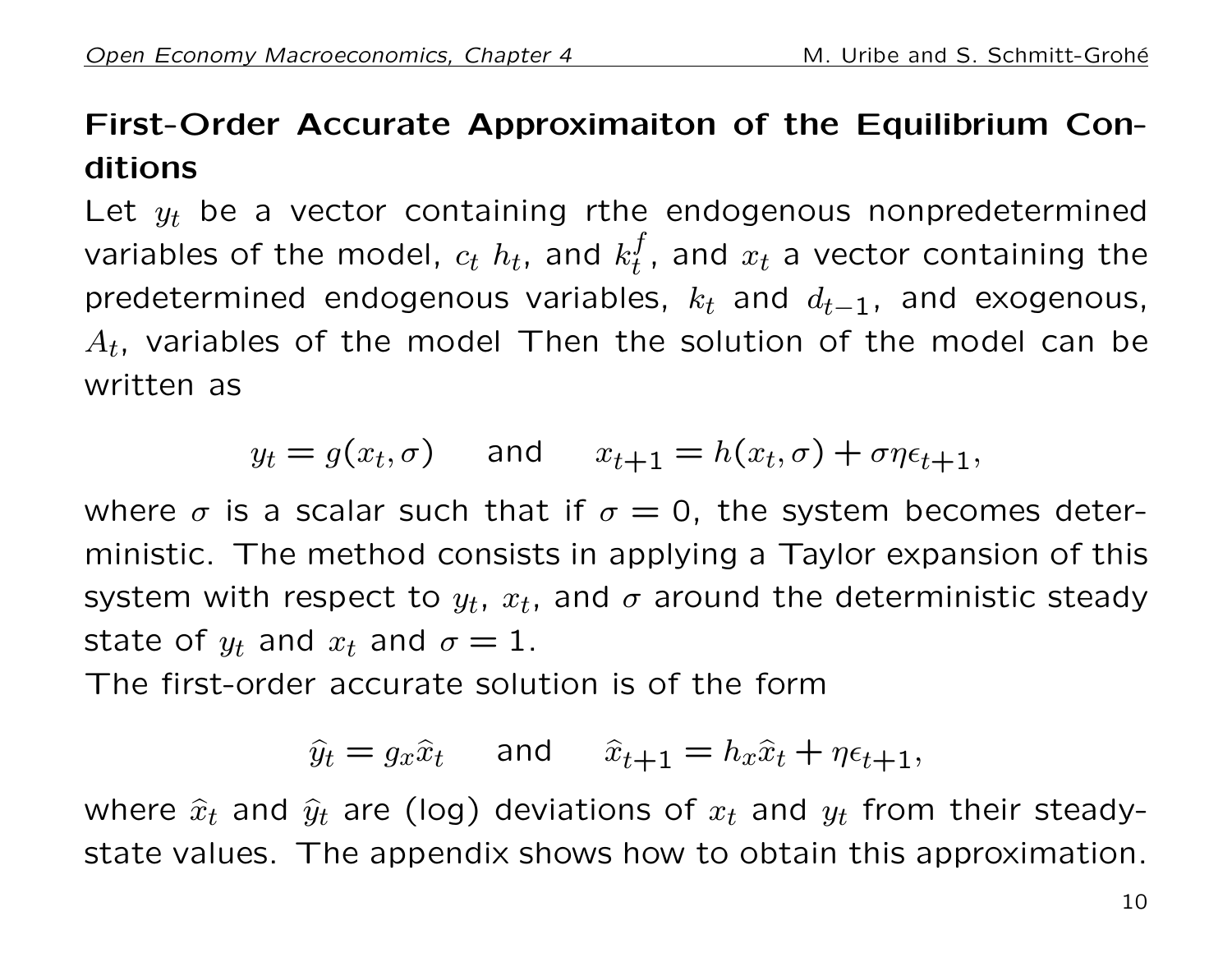## First-Order Accurate Approximaiton of the Equilibrium Conditions

Let $y_t$ be a vector containing rthe endogenous nonpredetermined variables of the model, $c_t$ $h_t$, and $k_t^f$, and $x_t$ a vector containing the predetermined endogenous variables, $k_t$ and $d_{t-1}$, and exogenous, $A_t$, variables of the model Then the solution of the model can be written as

$$y_t = g(x_t, \sigma) \quad \text{ and } \quad x_{t+1} = h(x_t, \sigma) + \sigma\eta\epsilon_{t+1},$$

where $\sigma$ is a scalar such that if $\sigma = 0$, the system becomes deterministic. The method consists in applying a Taylor expansion of this system with respect to $y_t$, $x_t$, and $\sigma$ around the deterministic steady state of $y_t$ and $x_t$ and $\sigma = 1$.

The first-order accurate solution is of the form

$$\widehat{y}_t = g_x \widehat{x}_t \quad \text{ and } \quad \widehat{x}_{t+1} = h_x \widehat{x}_t + \eta\epsilon_{t+1},$$

where $\widehat{x}_t$ and $\widehat{y}_t$ are (log) deviations of $x_t$ and $y_t$ from their steady-state values. The appendix shows how to obtain this approximation.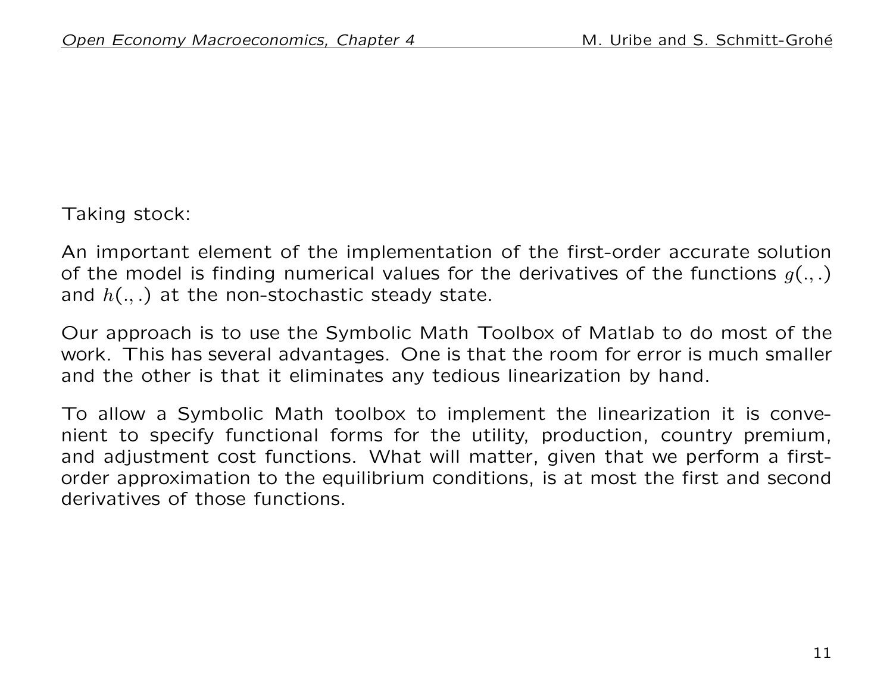Taking stock:

An important element of the implementation of the first-order accurate solution of the model is finding numerical values for the derivatives of the functions $g(.,.)$ and $h(.,.)$ at the non-stochastic steady state.

Our approach is to use the Symbolic Math Toolbox of Matlab to do most of the work. This has several advantages. One is that the room for error is much smaller and the other is that it eliminates any tedious linearization by hand.

To allow a Symbolic Math toolbox to implement the linearization it is convenient to specify functional forms for the utility, production, country premium, and adjustment cost functions. What will matter, given that we perform a first-order approximation to the equilibrium conditions, is at most the first and second derivatives of those functions.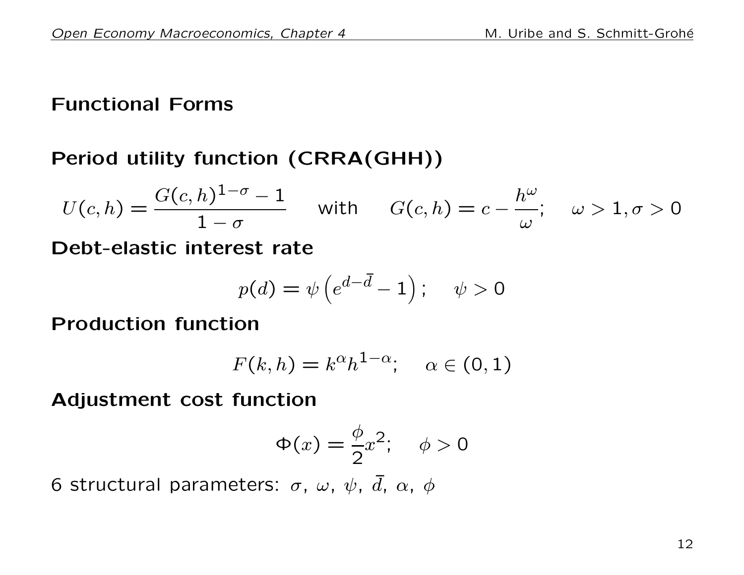## Functional Forms

**Period utility function (CRRA(GHH))**

$$U(c,h) = \frac{G(c,h)^{1-\sigma} - 1}{1-\sigma} \quad \text{with} \quad G(c,h) = c - \frac{h^{\omega}}{\omega}; \quad \omega > 1, \sigma > 0$$

**Debt-elastic interest rate**

$$p(d) = \psi \left( e^{d-\bar{d}} - 1 \right); \quad \psi > 0$$

**Production function**

$$F(k,h) = k^{\alpha} h^{1-\alpha}; \quad \alpha \in (0,1)$$

**Adjustment cost function**

$$\Phi(x) = \frac{\phi}{2} x^2; \quad \phi > 0$$

6 structural parameters: $\sigma$, $\omega$, $\psi$, $\bar{d}$, $\alpha$, $\phi$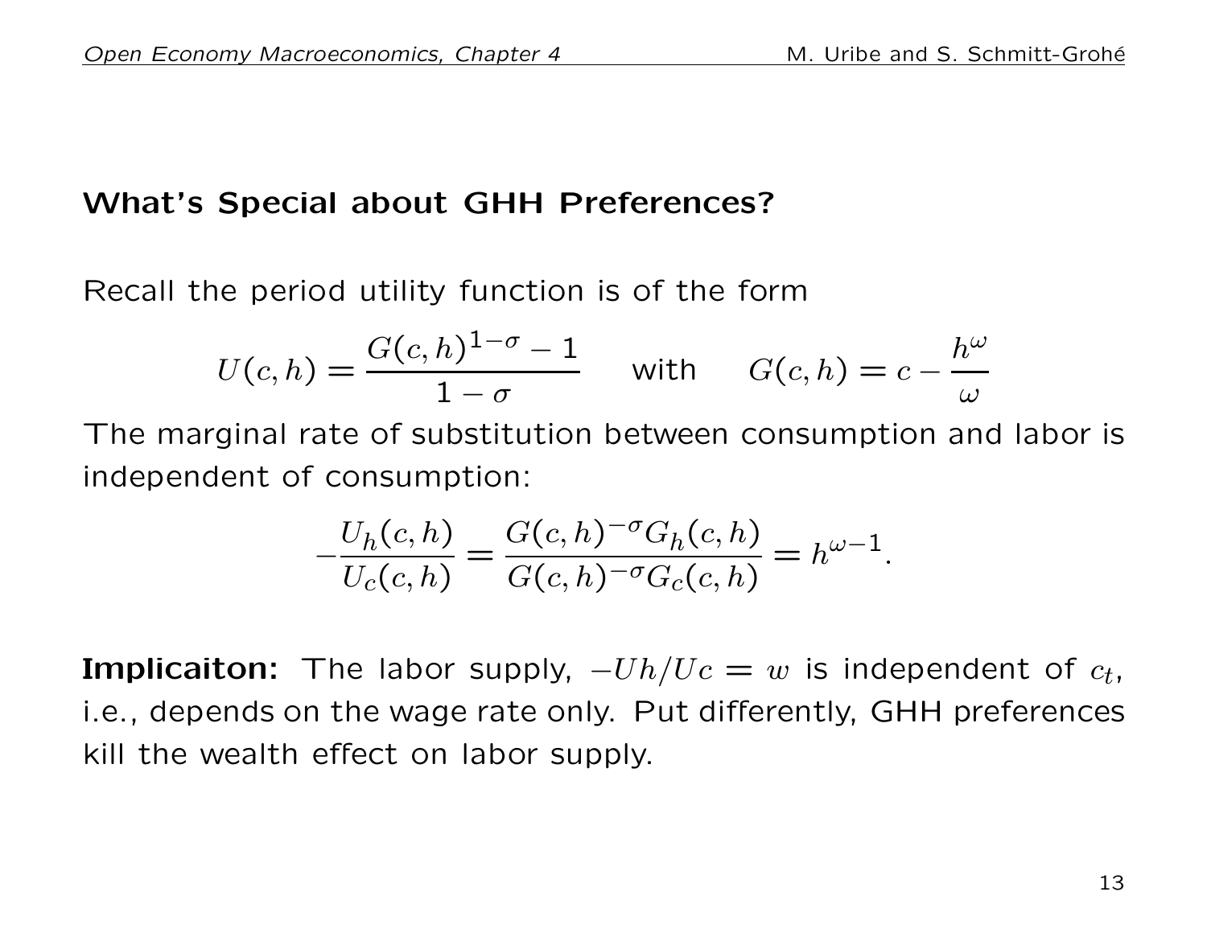## What's Special about GHH Preferences?

Recall the period utility function is of the form

$$U(c,h) = \frac{G(c,h)^{1-\sigma} - 1}{1-\sigma} \quad \text{with} \quad G(c,h) = c - \frac{h^{\omega}}{\omega}$$

The marginal rate of substitution between consumption and labor is independent of consumption:

$$-\frac{U_h(c,h)}{U_c(c,h)} = \frac{G(c,h)^{-\sigma} G_h(c,h)}{G(c,h)^{-\sigma} G_c(c,h)} = h^{\omega-1}.$$

**Implicaiton:** The labor supply, $-Uh/Uc = w$ is independent of $c_t$, i.e., depends on the wage rate only. Put differently, GHH preferences kill the wealth effect on labor supply.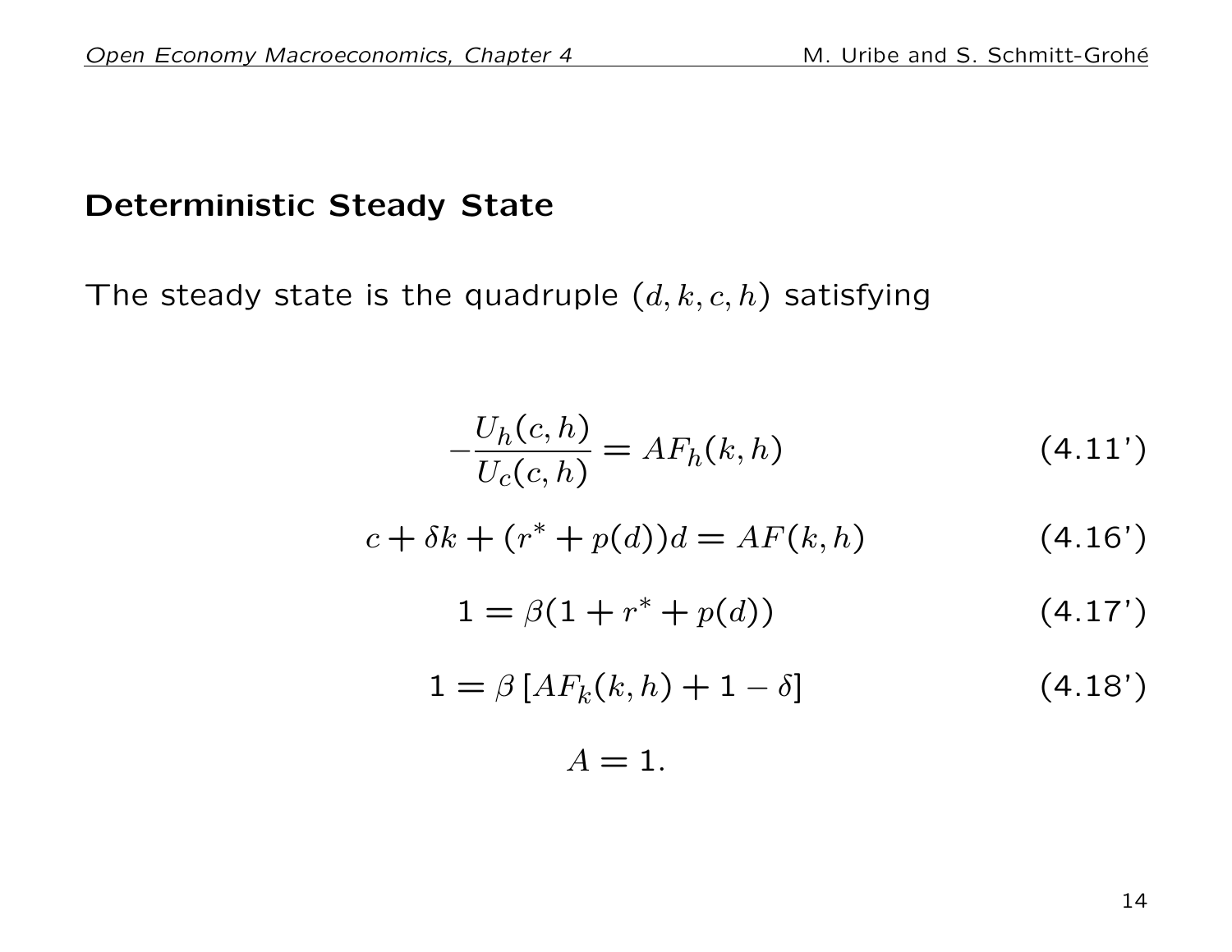## Deterministic Steady State

The steady state is the quadruple $(d, k, c, h)$ satisfying

$$-\frac{U_h(c,h)}{U_c(c,h)} = AF_h(k,h) \tag{4.11'}$$

$$c + \delta k + (r^* + p(d))d = AF(k,h) \tag{4.16'}$$

$$1 = \beta(1 + r^* + p(d)) \tag{4.17'}$$

$$1 = \beta\left[AF_k(k,h) + 1 - \delta\right] \tag{4.18'}$$

$$A = 1.$$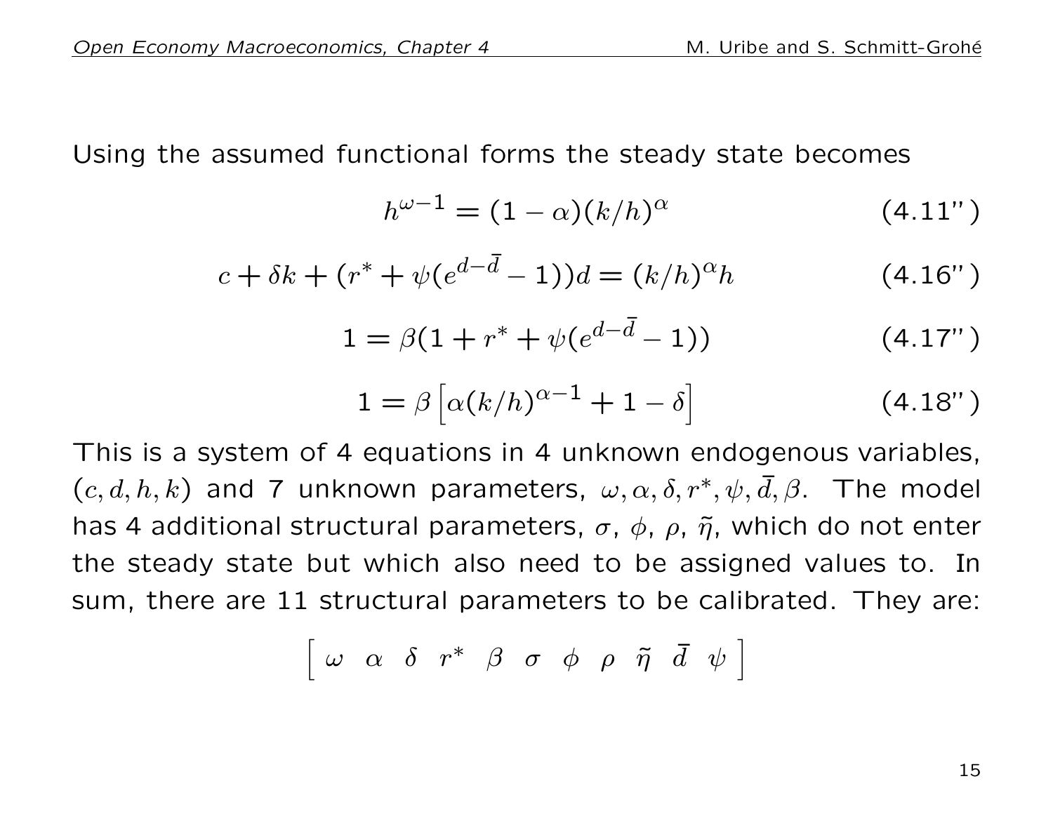Using the assumed functional forms the steady state becomes

$$h^{\omega-1} = (1-\alpha)(k/h)^{\alpha} \tag{4.11''}$$

$$c + \delta k + (r^* + \psi(e^{d-\bar{d}} - 1))d = (k/h)^{\alpha} h \tag{4.16''}$$

$$1 = \beta(1 + r^* + \psi(e^{d-\bar{d}} - 1)) \tag{4.17''}$$

$$1 = \beta\left[\alpha(k/h)^{\alpha-1} + 1 - \delta\right] \tag{4.18''}$$

This is a system of 4 equations in 4 unknown endogenous variables, $(c, d, h, k)$ and 7 unknown parameters, $\omega, \alpha, \delta, r^*, \psi, \bar{d}, \beta$. The model has 4 additional structural parameters, $\sigma$, $\phi$, $\rho$, $\tilde{\eta}$, which do not enter the steady state but which also need to be assigned values to. In sum, there are 11 structural parameters to be calibrated. They are:

$$\left[\begin{array}{ccccccccccc} \omega & \alpha & \delta & r^* & \beta & \sigma & \phi & \rho & \tilde{\eta} & \bar{d} & \psi \end{array}\right]$$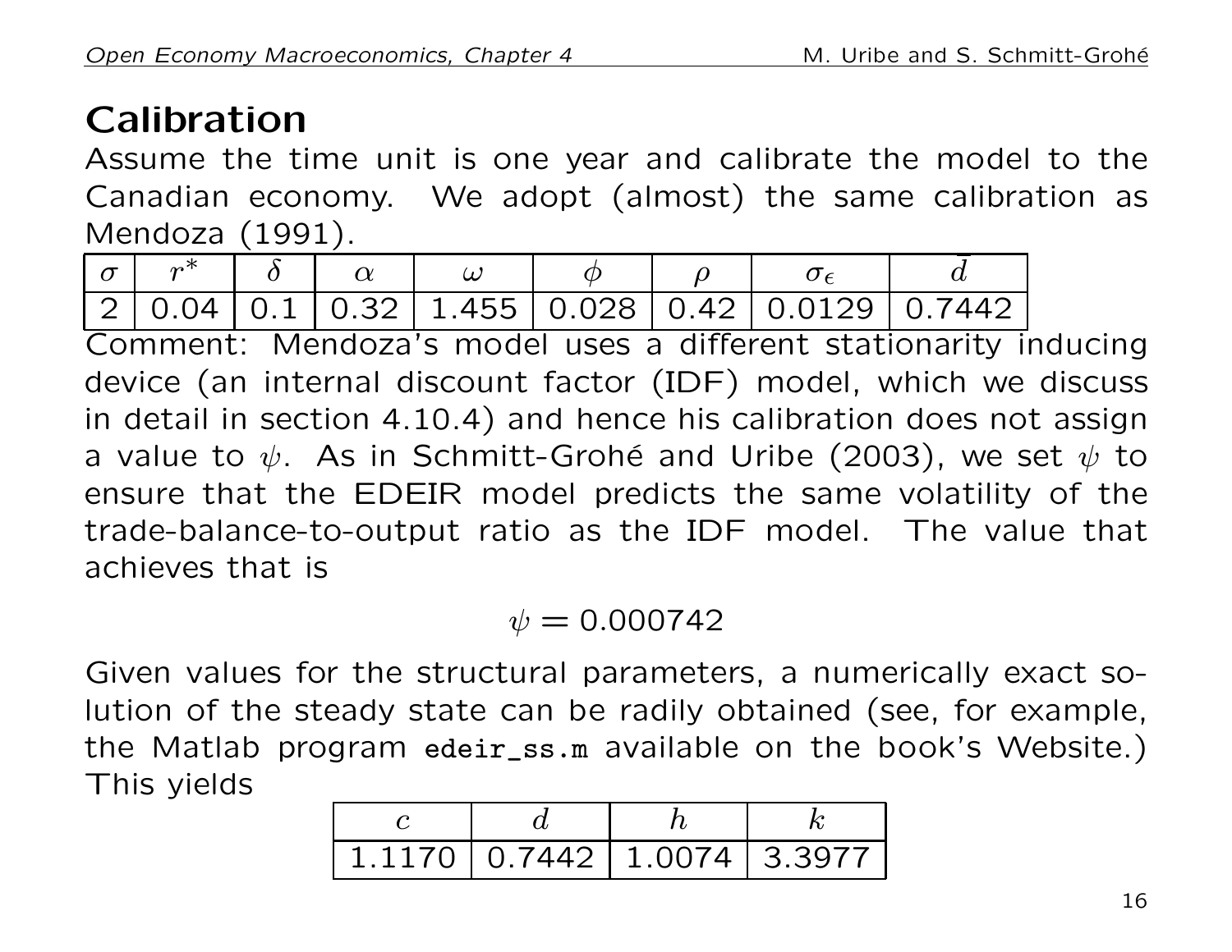## Calibration

Assume the time unit is one year and calibrate the model to the Canadian economy. We adopt (almost) the same calibration as Mendoza (1991).

| $\sigma$ | $r^*$ | $\delta$ | $\alpha$ | $\omega$ | $\phi$ | $\rho$ | $\sigma_\epsilon$ | $\bar{d}$ |
|---|---|---|---|---|---|---|---|---|
| 2 | 0.04 | 0.1 | 0.32 | 1.455 | 0.028 | 0.42 | 0.0129 | 0.7442 |

Comment: Mendoza's model uses a different stationarity inducing device (an internal discount factor (IDF) model, which we discuss in detail in section 4.10.4) and hence his calibration does not assign a value to $\psi$. As in Schmitt-Grohé and Uribe (2003), we set $\psi$ to ensure that the EDEIR model predicts the same volatility of the trade-balance-to-output ratio as the IDF model. The value that achieves that is

$$\psi = 0.000742$$

Given values for the structural parameters, a numerically exact solution of the steady state can be radily obtained (see, for example, the Matlab program `edeir_ss.m` available on the book's Website.) This yields

| $c$ | $d$ | $h$ | $k$ |
|---|---|---|---|
| 1.1170 | 0.7442 | 1.0074 | 3.3977 |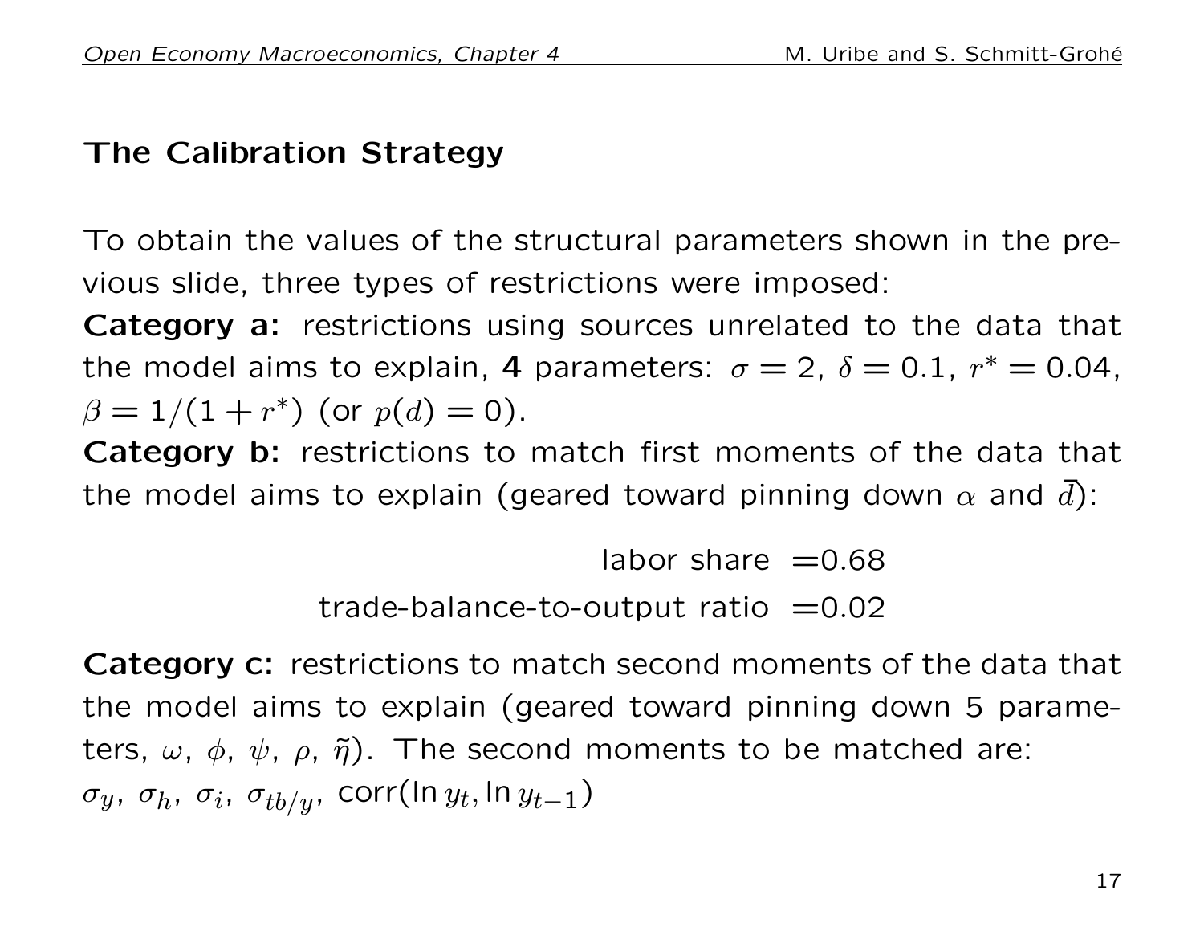## The Calibration Strategy

To obtain the values of the structural parameters shown in the previous slide, three types of restrictions were imposed:

**Category a:** restrictions using sources unrelated to the data that the model aims to explain, **4** parameters: $\sigma = 2$, $\delta = 0.1$, $r^* = 0.04$, $\beta = 1/(1 + r^*)$ (or $p(d) = 0$).

**Category b:** restrictions to match first moments of the data that the model aims to explain (geared toward pinning down $\alpha$ and $\bar{d}$):

$$\text{labor share } = 0.68$$

$$\text{trade-balance-to-output ratio } = 0.02$$

**Category c:** restrictions to match second moments of the data that the model aims to explain (geared toward pinning down 5 parameters, $\omega$, $\phi$, $\psi$, $\rho$, $\tilde{\eta}$). The second moments to be matched are: $\sigma_y$, $\sigma_h$, $\sigma_i$, $\sigma_{tb/y}$, $\text{corr}(\ln y_t, \ln y_{t-1})$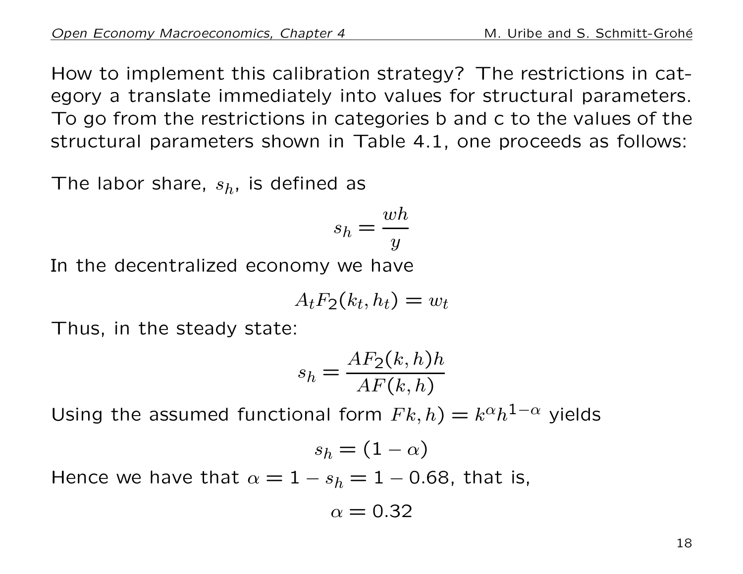How to implement this calibration strategy? The restrictions in category a translate immediately into values for structural parameters. To go from the restrictions in categories b and c to the values of the structural parameters shown in Table 4.1, one proceeds as follows:

The labor share, $s_h$, is defined as

$$s_h = \frac{wh}{y}$$

In the decentralized economy we have

$$A_t F_2(k_t, h_t) = w_t$$

Thus, in the steady state:

$$s_h = \frac{AF_2(k,h)h}{AF(k,h)}$$

Using the assumed functional form $Fk, h) = k^{\alpha} h^{1-\alpha}$ yields

$$s_h = (1 - \alpha)$$

Hence we have that $\alpha = 1 - s_h = 1 - 0.68$, that is,

$$\alpha = 0.32$$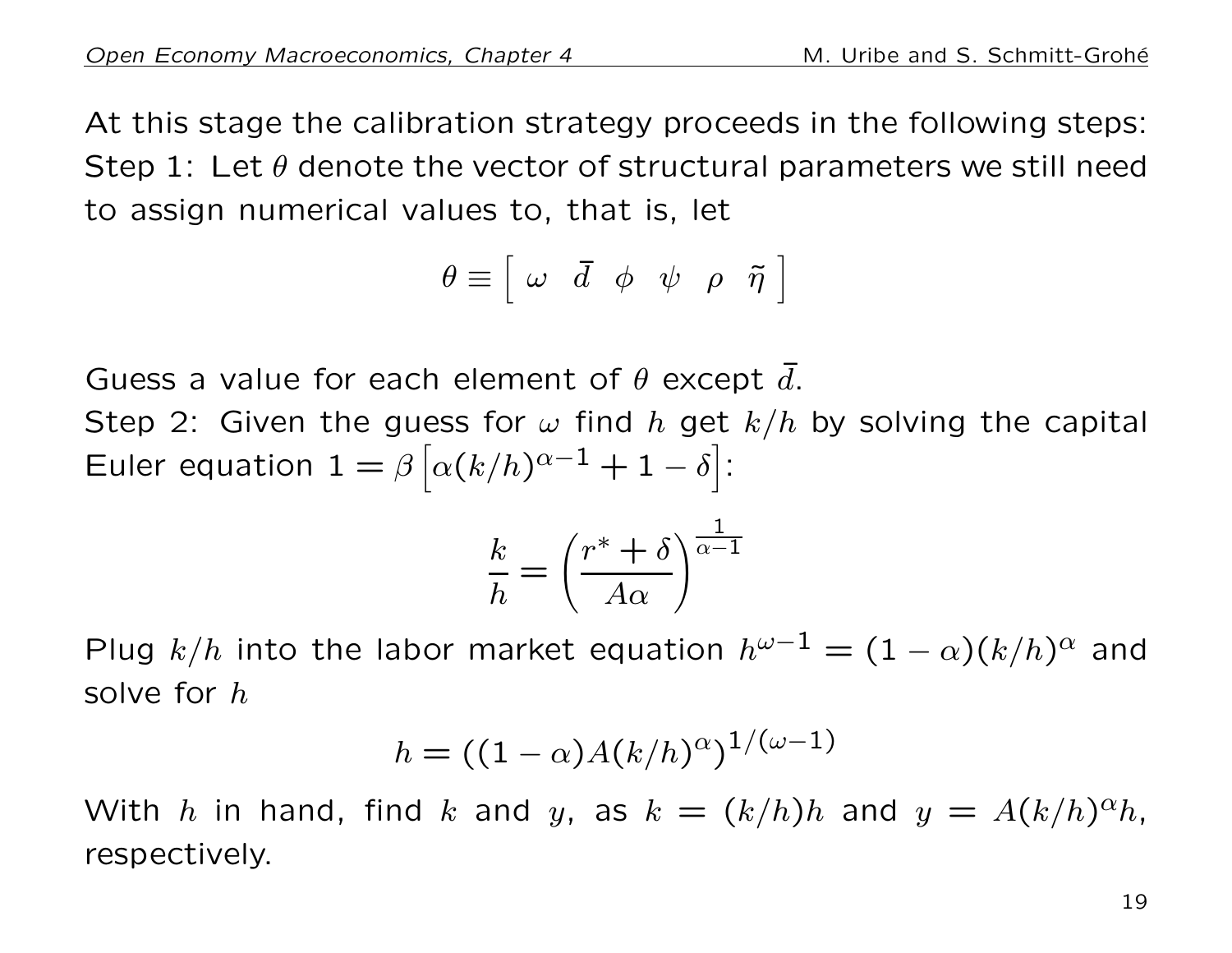At this stage the calibration strategy proceeds in the following steps:
Step 1: Let $\theta$ denote the vector of structural parameters we still need to assign numerical values to, that is, let

$$\theta \equiv \left[ \begin{array}{cccccc} \omega & \bar{d} & \phi & \psi & \rho & \tilde{\eta} \end{array} \right]$$

Guess a value for each element of $\theta$ except $\bar{d}$.
Step 2: Given the guess for $\omega$ find $h$ get $k/h$ by solving the capital Euler equation $1 = \beta \left[\alpha(k/h)^{\alpha-1} + 1 - \delta\right]$:

$$\frac{k}{h} = \left(\frac{r^* + \delta}{A\alpha}\right)^{\frac{1}{\alpha-1}}$$

Plug $k/h$ into the labor market equation $h^{\omega-1} = (1-\alpha)(k/h)^{\alpha}$ and solve for $h$

$$h = ((1-\alpha)A(k/h)^{\alpha})^{1/(\omega-1)}$$

With $h$ in hand, find $k$ and $y$, as $k = (k/h)h$ and $y = A(k/h)^{\alpha}h$, respectively.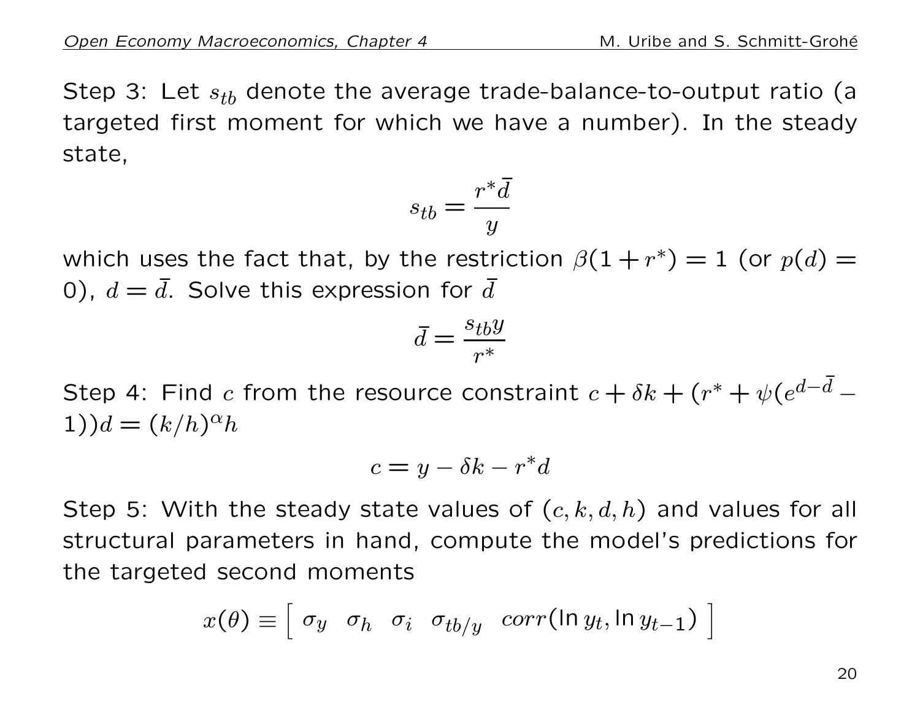Step 3: Let $s_{tb}$ denote the average trade-balance-to-output ratio (a targeted first moment for which we have a number). In the steady state,

$$s_{tb} = \frac{r^* \bar{d}}{y}$$

which uses the fact that, by the restriction $\beta(1 + r^*) = 1$ (or $p(d) = 0$), $d = \bar{d}$. Solve this expression for $\bar{d}$

$$\bar{d} = \frac{s_{tb} y}{r^*}$$

Step 4: Find $c$ from the resource constraint $c + \delta k + (r^* + \psi(e^{d-\bar{d}} - 1))d = (k/h)^{\alpha} h$

$$c = y - \delta k - r^* d$$

Step 5: With the steady state values of $(c, k, d, h)$ and values for all structural parameters in hand, compute the model's predictions for the targeted second moments

$$x(\theta) \equiv \left[ \begin{array}{ccccc} \sigma_y & \sigma_h & \sigma_i & \sigma_{tb/y} & corr(\ln y_t, \ln y_{t-1}) \end{array} \right]$$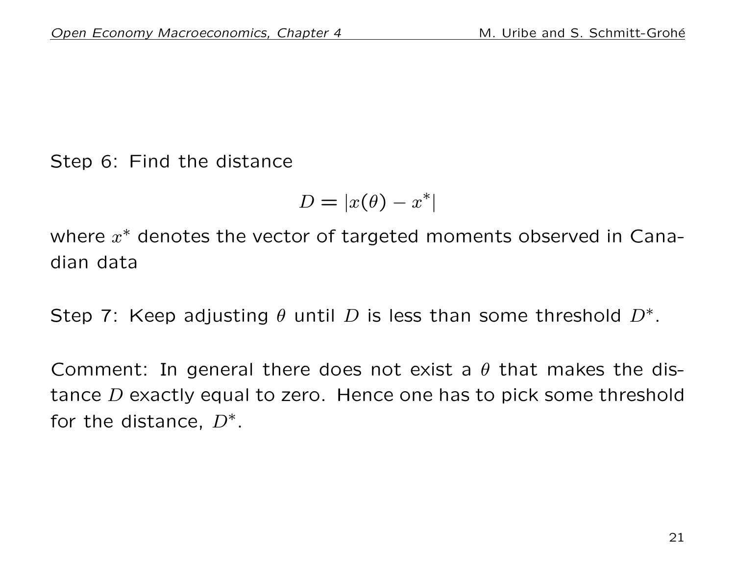Step 6: Find the distance

$$D = |x(\theta) - x^*|$$

where $x^*$ denotes the vector of targeted moments observed in Canadian data

Step 7: Keep adjusting $\theta$ until $D$ is less than some threshold $D^*$.

Comment: In general there does not exist a $\theta$ that makes the distance $D$ exactly equal to zero. Hence one has to pick some threshold for the distance, $D^*$.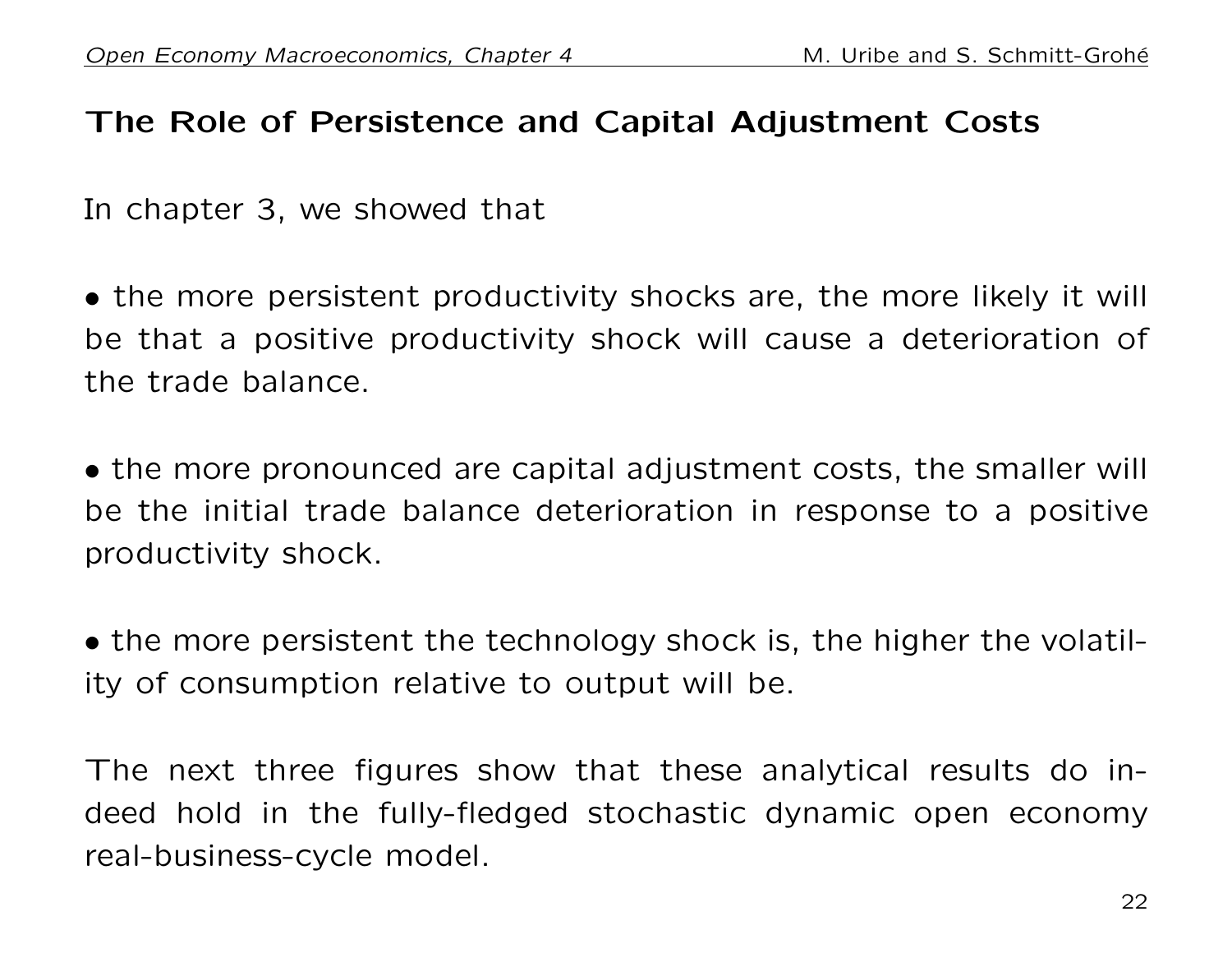## The Role of Persistence and Capital Adjustment Costs

In chapter 3, we showed that

• the more persistent productivity shocks are, the more likely it will be that a positive productivity shock will cause a deterioration of the trade balance.

• the more pronounced are capital adjustment costs, the smaller will be the initial trade balance deterioration in response to a positive productivity shock.

• the more persistent the technology shock is, the higher the volatility of consumption relative to output will be.

The next three figures show that these analytical results do indeed hold in the fully-fledged stochastic dynamic open economy real-business-cycle model.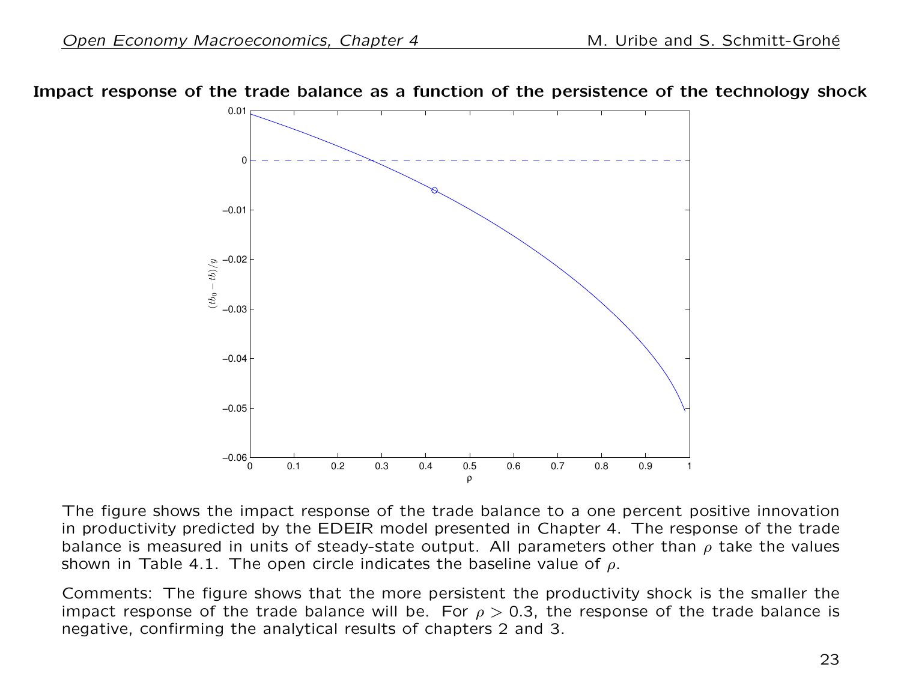**Impact response of the trade balance as a function of the persistence of the technology shock**

The figure shows the impact response of the trade balance to a one percent positive innovation in productivity predicted by the EDEIR model presented in Chapter 4. The response of the trade balance is measured in units of steady-state output. All parameters other than $\rho$ take the values shown in Table 4.1. The open circle indicates the baseline value of $\rho$.

Comments: The figure shows that the more persistent the productivity shock is the smaller the impact response of the trade balance will be. For $\rho > 0.3$, the response of the trade balance is negative, confirming the analytical results of chapters 2 and 3.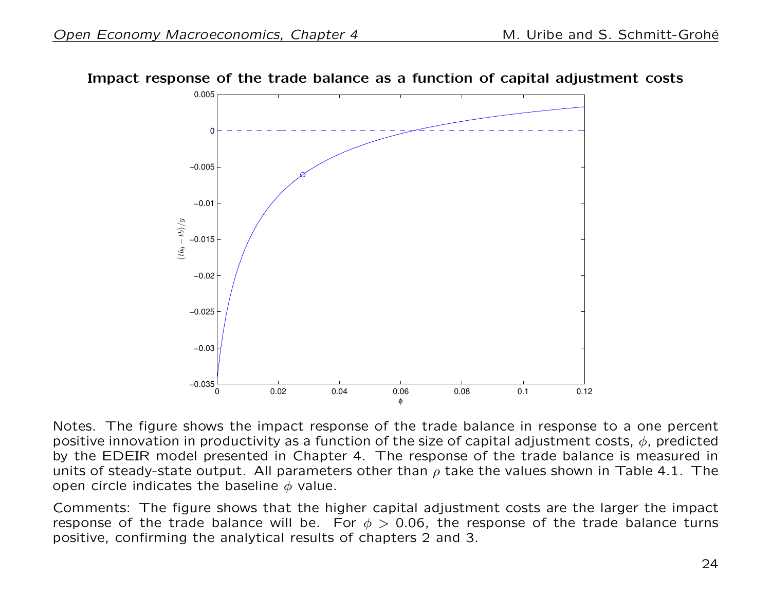**Impact response of the trade balance as a function of capital adjustment costs**

Notes. The figure shows the impact response of the trade balance in response to a one percent positive innovation in productivity as a function of the size of capital adjustment costs, $\phi$, predicted by the EDEIR model presented in Chapter 4. The response of the trade balance is measured in units of steady-state output. All parameters other than $\rho$ take the values shown in Table 4.1. The open circle indicates the baseline $\phi$ value.

Comments: The figure shows that the higher capital adjustment costs are the larger the impact response of the trade balance will be. For $\phi > 0.06$, the response of the trade balance turns positive, confirming the analytical results of chapters 2 and 3.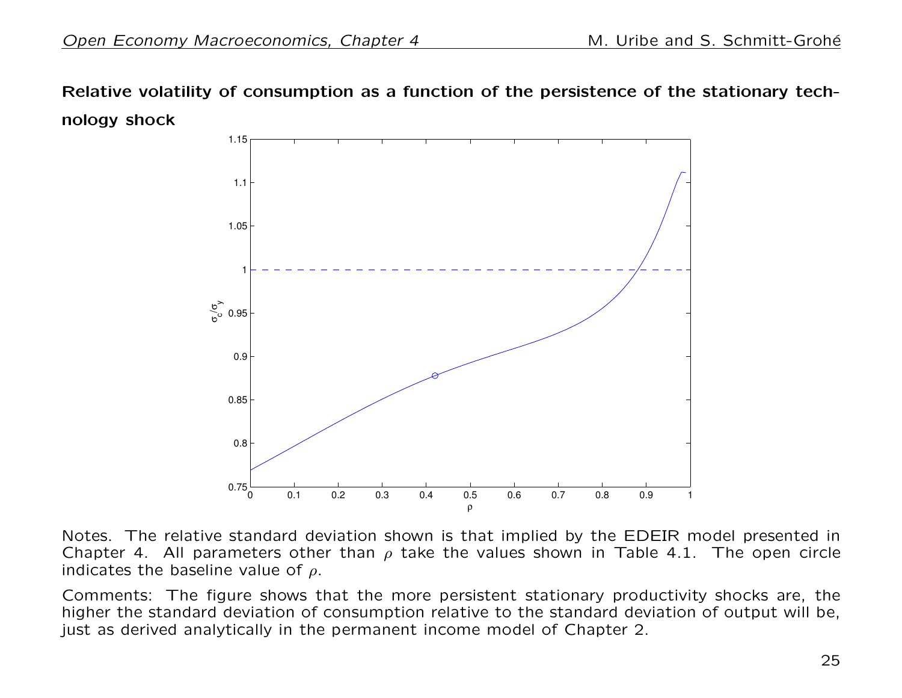**Relative volatility of consumption as a function of the persistence of the stationary technology shock**

Notes. The relative standard deviation shown is that implied by the EDEIR model presented in Chapter 4. All parameters other than $\rho$ take the values shown in Table 4.1. The open circle indicates the baseline value of $\rho$.

Comments: The figure shows that the more persistent stationary productivity shocks are, the higher the standard deviation of consumption relative to the standard deviation of output will be, just as derived analytically in the permanent income model of Chapter 2.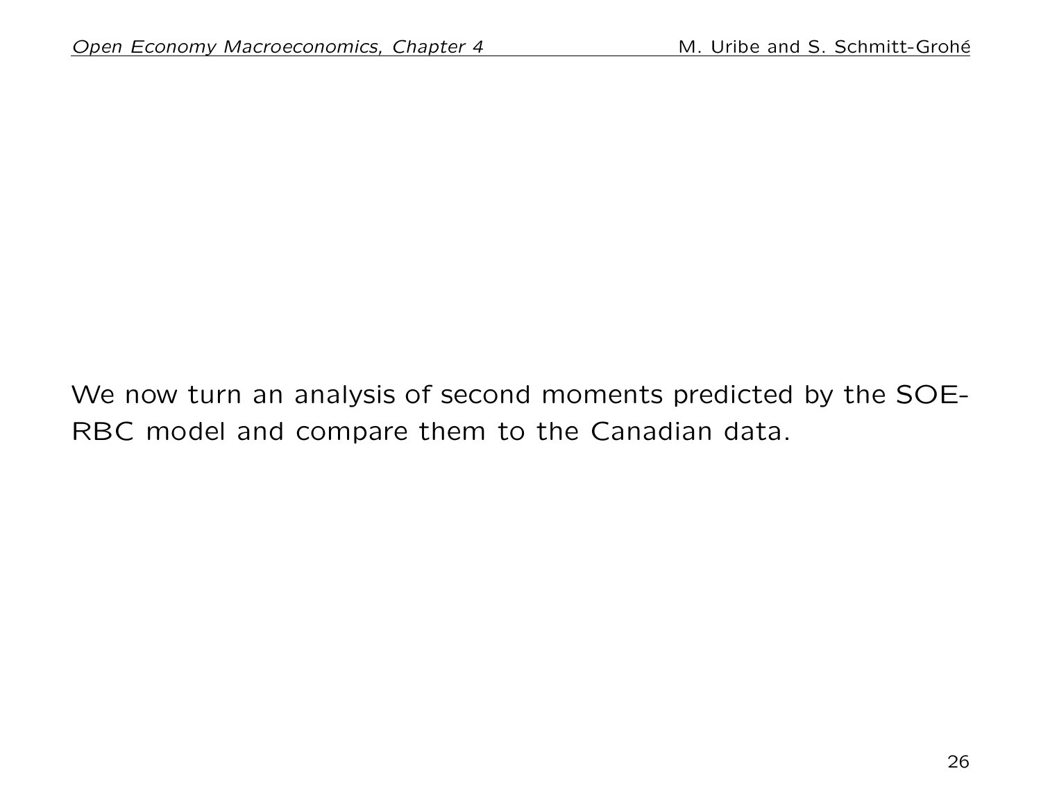We now turn an analysis of second moments predicted by the SOE-RBC model and compare them to the Canadian data.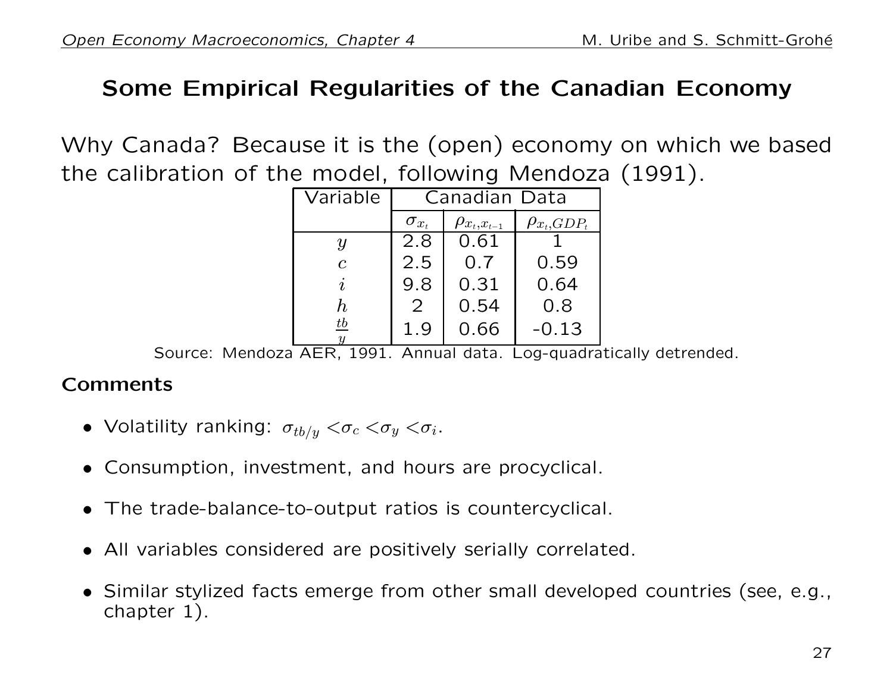# Some Empirical Regularities of the Canadian Economy

Why Canada? Because it is the (open) economy on which we based the calibration of the model, following Mendoza (1991).

| Variable | Canadian Data | | |
|---|---|---|---|
| | $\sigma_{x_t}$ | $\rho_{x_t,x_{t-1}}$ | $\rho_{x_t,GDP_t}$ |
| $y$ | 2.8 | 0.61 | 1 |
| $c$ | 2.5 | 0.7 | 0.59 |
| $i$ | 9.8 | 0.31 | 0.64 |
| $h$ | 2 | 0.54 | 0.8 |
| $\frac{tb}{y}$ | 1.9 | 0.66 | -0.13 |

Source: Mendoza AER, 1991. Annual data. Log-quadratically detrended.

**Comments**

- Volatility ranking: $\sigma_{tb/y} < \sigma_c < \sigma_y < \sigma_i$.
- Consumption, investment, and hours are procyclical.
- The trade-balance-to-output ratios is countercyclical.
- All variables considered are positively serially correlated.
- Similar stylized facts emerge from other small developed countries (see, e.g., chapter 1).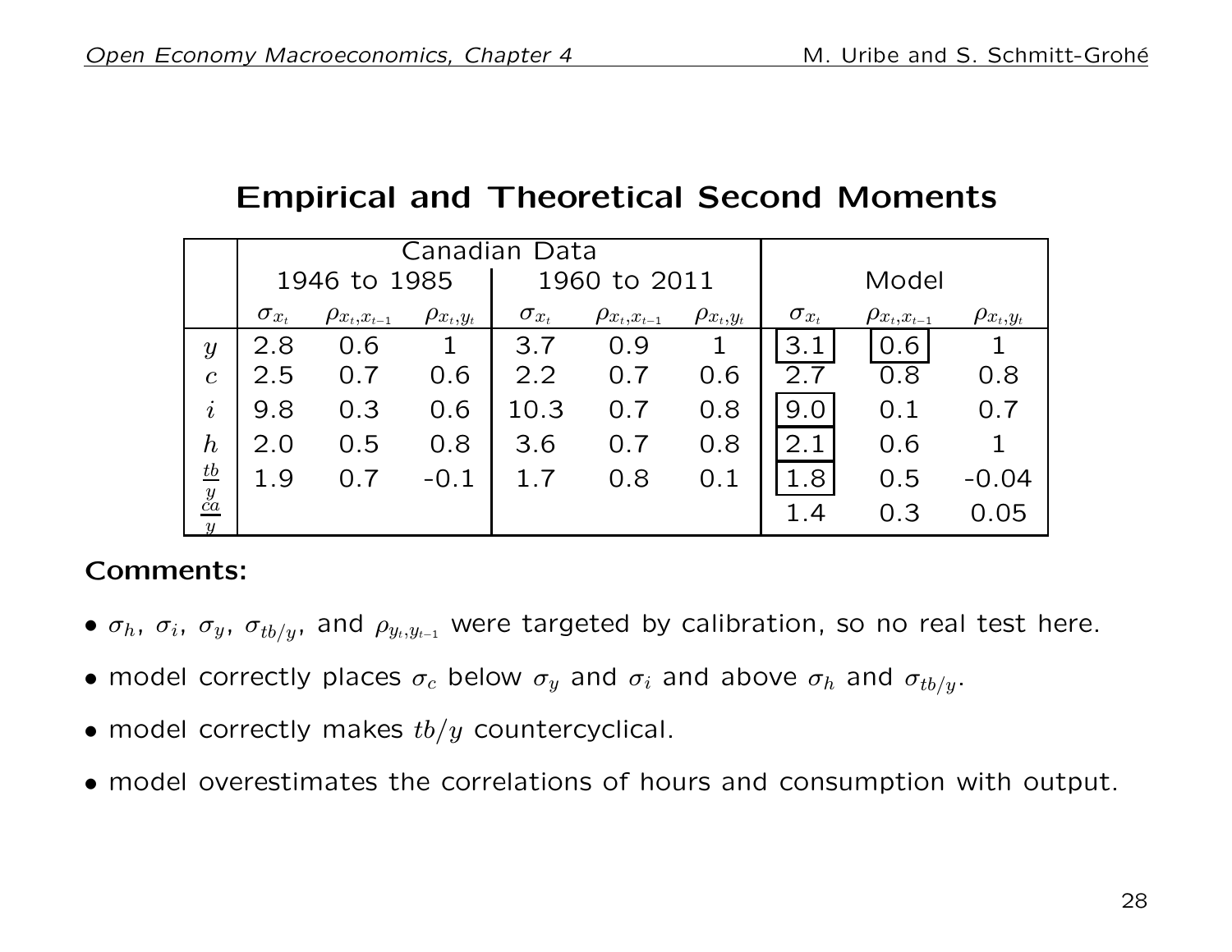## Empirical and Theoretical Second Moments

| | Canadian Data | | | | | | Model | | |
|---|---|---|---|---|---|---|---|---|---|
| | 1946 to 1985 | | | 1960 to 2011 | | | | | |
| | $\sigma_{x_t}$ | $\rho_{x_t,x_{t-1}}$ | $\rho_{x_t,y_t}$ | $\sigma_{x_t}$ | $\rho_{x_t,x_{t-1}}$ | $\rho_{x_t,y_t}$ | $\sigma_{x_t}$ | $\rho_{x_t,x_{t-1}}$ | $\rho_{x_t,y_t}$ |
| $y$ | 2.8 | 0.6 | 1 | 3.7 | 0.9 | 1 | 3.1 | 0.6 | 1 |
| $c$ | 2.5 | 0.7 | 0.6 | 2.2 | 0.7 | 0.6 | 2.7 | 0.8 | 0.8 |
| $i$ | 9.8 | 0.3 | 0.6 | 10.3 | 0.7 | 0.8 | 9.0 | 0.1 | 0.7 |
| $h$ | 2.0 | 0.5 | 0.8 | 3.6 | 0.7 | 0.8 | 2.1 | 0.6 | 1 |
| $\frac{tb}{y}$ | 1.9 | 0.7 | -0.1 | 1.7 | 0.8 | 0.1 | 1.8 | 0.5 | -0.04 |
| $\frac{ca}{y}$ | | | | | | | 1.4 | 0.3 | 0.05 |

**Comments:**

- $\sigma_h$, $\sigma_i$, $\sigma_y$, $\sigma_{tb/y}$, and $\rho_{y_t,y_{t-1}}$ were targeted by calibration, so no real test here.
- model correctly places $\sigma_c$ below $\sigma_y$ and $\sigma_i$ and above $\sigma_h$ and $\sigma_{tb/y}$.
- model correctly makes $tb/y$ countercyclical.
- model overestimates the correlations of hours and consumption with output.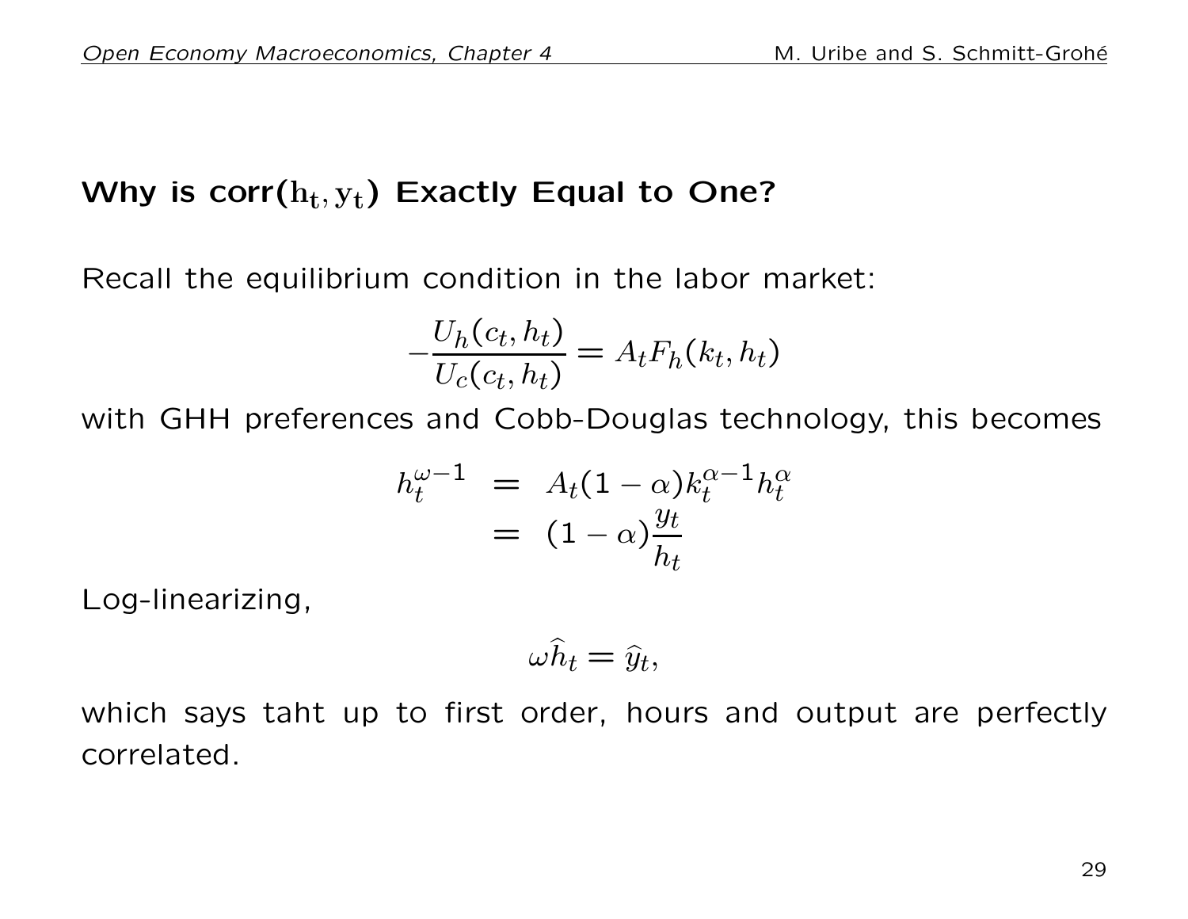## Why is corr($h_t, y_t$) Exactly Equal to One?

Recall the equilibrium condition in the labor market:

$$-\frac{U_h(c_t, h_t)}{U_c(c_t, h_t)} = A_t F_h(k_t, h_t)$$

with GHH preferences and Cobb-Douglas technology, this becomes

$$\begin{aligned} h_t^{\omega-1} &= A_t(1-\alpha)k_t^{\alpha-1}h_t^{\alpha} \\ &= (1-\alpha)\frac{y_t}{h_t} \end{aligned}$$

Log-linearizing,

$$\omega \widehat{h}_t = \widehat{y}_t,$$

which says taht up to first order, hours and output are perfectly correlated.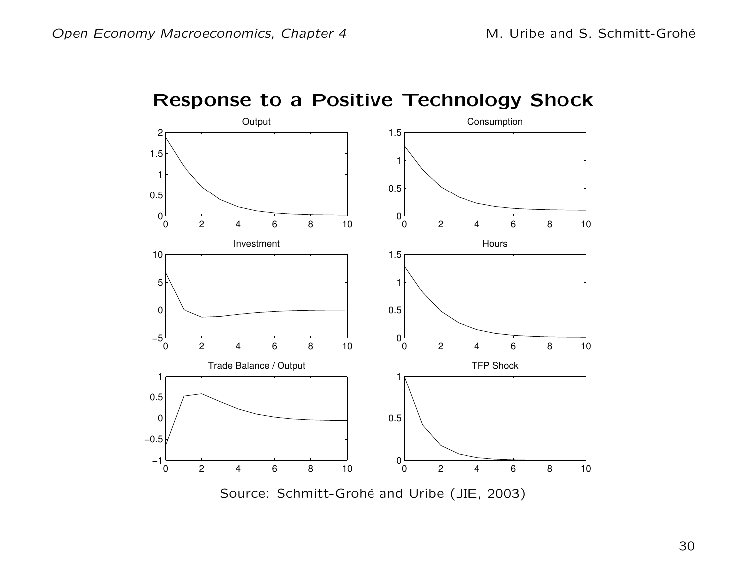# Response to a Positive Technology Shock

Source: Schmitt-Grohé and Uribe (JIE, 2003)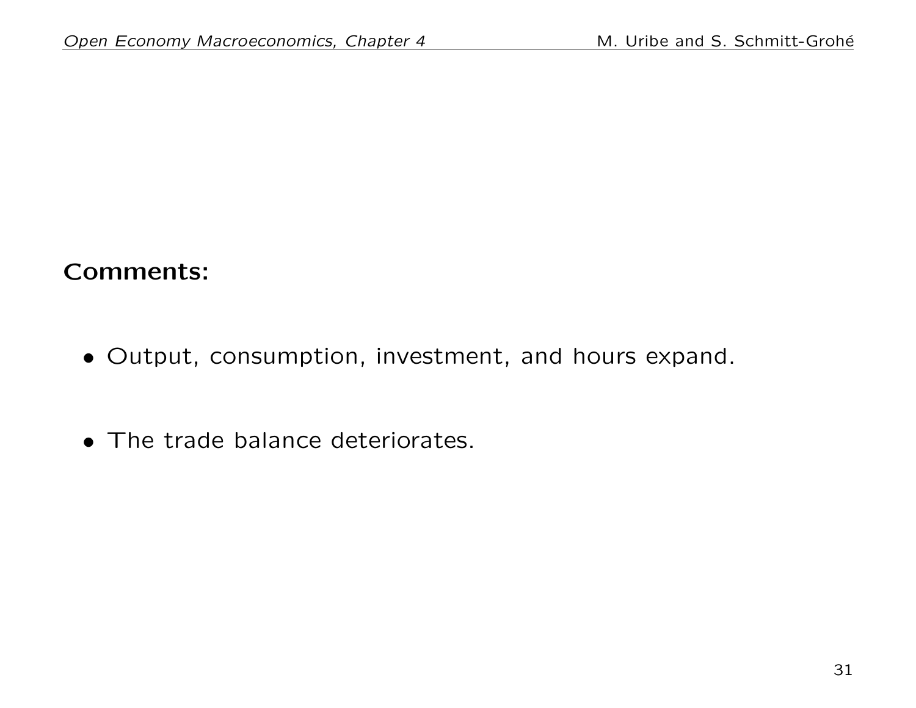**Comments:**

- Output, consumption, investment, and hours expand.
- The trade balance deteriorates.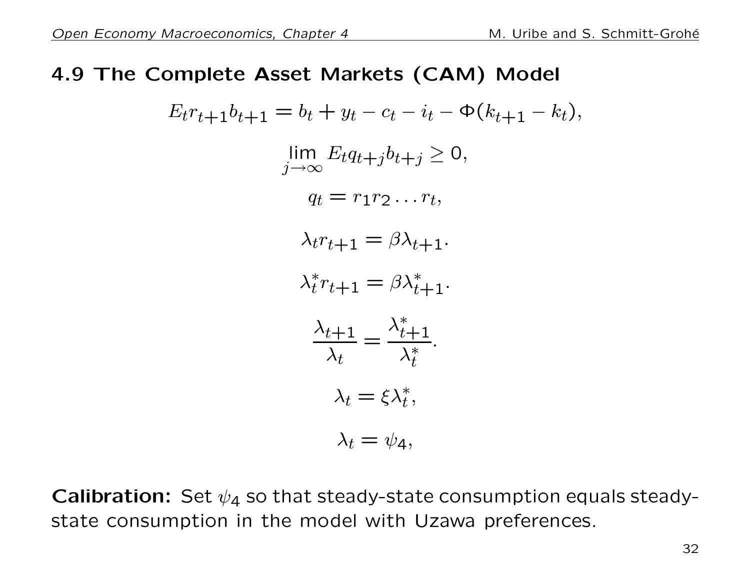## 4.9 The Complete Asset Markets (CAM) Model

$$E_t r_{t+1} b_{t+1} = b_t + y_t - c_t - i_t - \Phi(k_{t+1} - k_t),$$

$$\lim_{j \to \infty} E_t q_{t+j} b_{t+j} \geq 0,$$

$$q_t = r_1 r_2 \ldots r_t,$$

$$\lambda_t r_{t+1} = \beta \lambda_{t+1}.$$

$$\lambda_t^* r_{t+1} = \beta \lambda_{t+1}^*.$$

$$\frac{\lambda_{t+1}}{\lambda_t} = \frac{\lambda_{t+1}^*}{\lambda_t^*}.$$

$$\lambda_t = \xi \lambda_t^*,$$

$$\lambda_t = \psi_4,$$

**Calibration:** Set $\psi_4$ so that steady-state consumption equals steady-state consumption in the model with Uzawa preferences.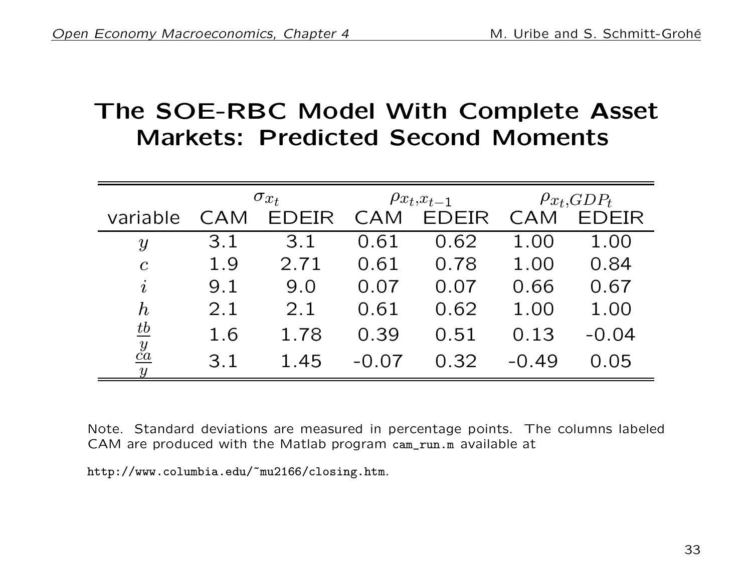# The SOE-RBC Model With Complete Asset Markets: Predicted Second Moments

| | $\sigma_{x_t}$ | | $\rho_{x_t,x_{t-1}}$ | | $\rho_{x_t,GDP_t}$ | |
|---|---|---|---|---|---|---|
| variable | CAM | EDEIR | CAM | EDEIR | CAM | EDEIR |
| $y$ | 3.1 | 3.1 | 0.61 | 0.62 | 1.00 | 1.00 |
| $c$ | 1.9 | 2.71 | 0.61 | 0.78 | 1.00 | 0.84 |
| $i$ | 9.1 | 9.0 | 0.07 | 0.07 | 0.66 | 0.67 |
| $h$ | 2.1 | 2.1 | 0.61 | 0.62 | 1.00 | 1.00 |
| $\frac{tb}{y}$ | 1.6 | 1.78 | 0.39 | 0.51 | 0.13 | -0.04 |
| $\frac{ca}{y}$ | 3.1 | 1.45 | -0.07 | 0.32 | -0.49 | 0.05 |

Note. Standard deviations are measured in percentage points. The columns labeled CAM are produced with the Matlab program `cam_run.m` available at

`http://www.columbia.edu/~mu2166/closing.htm`.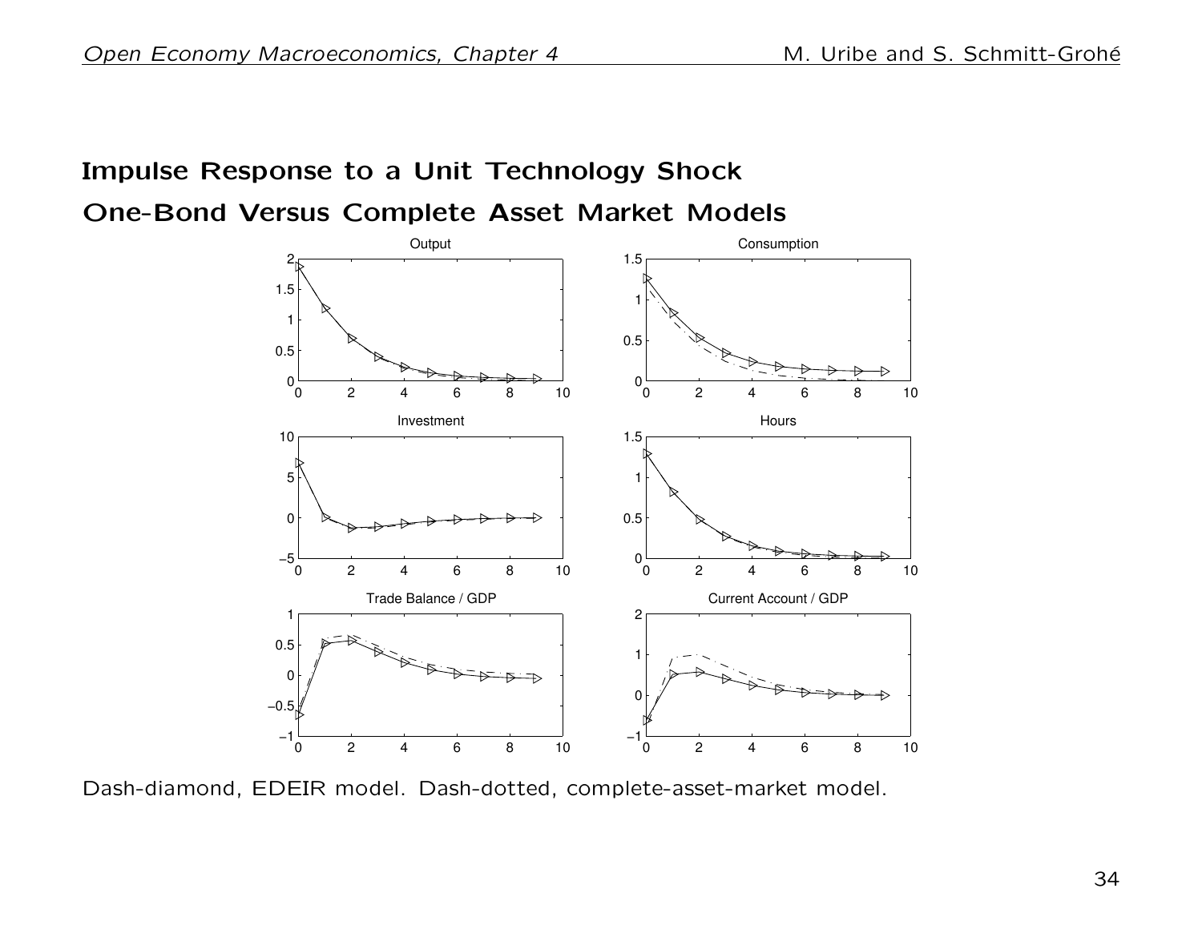## Impulse Response to a Unit Technology Shock

## One-Bond Versus Complete Asset Market Models

Dash-diamond, EDEIR model. Dash-dotted, complete-asset-market model.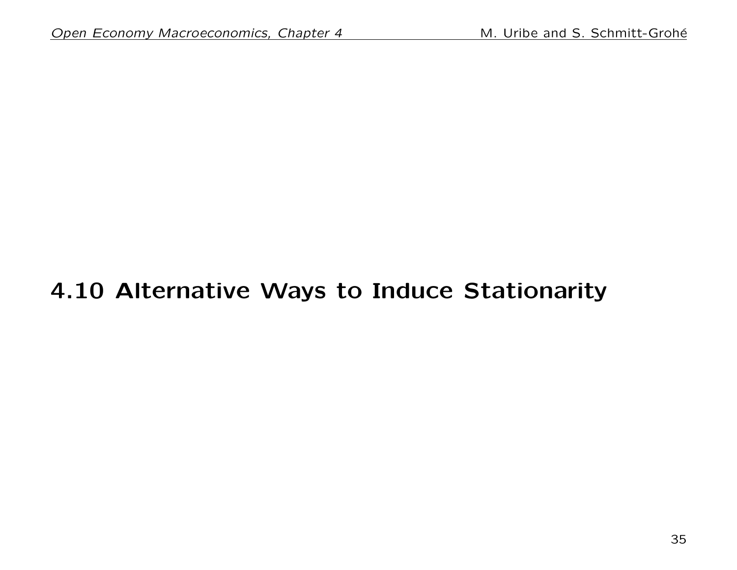## 4.10 Alternative Ways to Induce Stationarity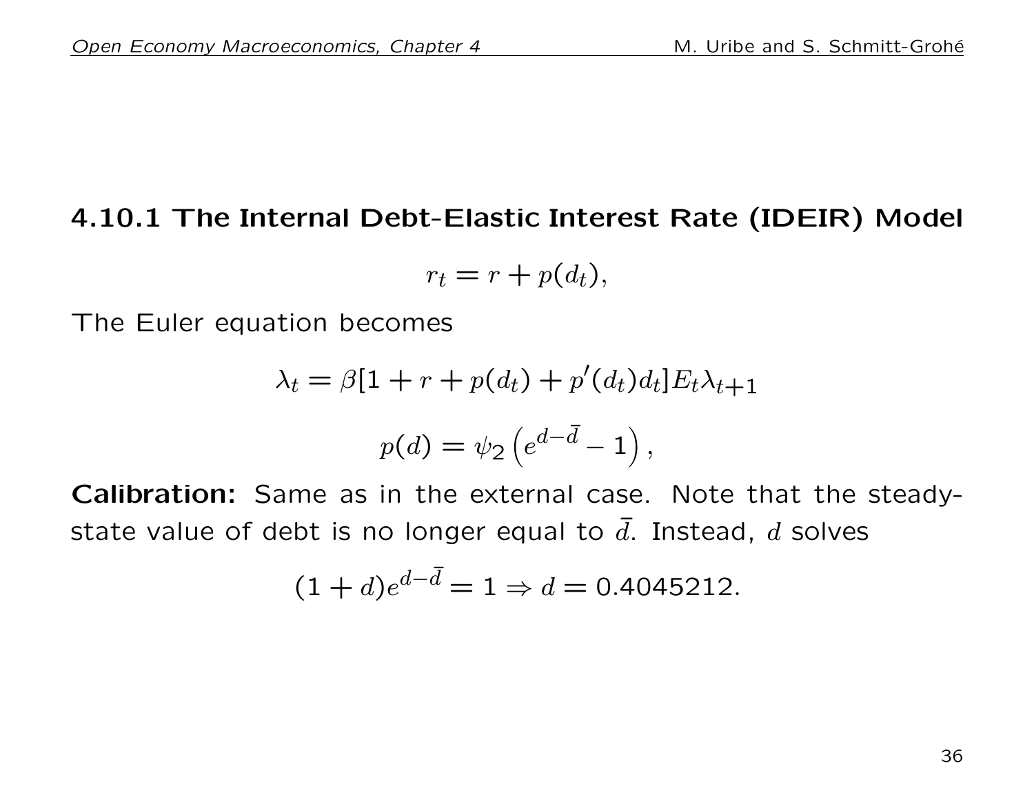### 4.10.1 The Internal Debt-Elastic Interest Rate (IDEIR) Model

$$r_t = r + p(d_t),$$

The Euler equation becomes

$$\lambda_t = \beta[1 + r + p(d_t) + p'(d_t)d_t]E_t\lambda_{t+1}$$

$$p(d) = \psi_2\left(e^{d-\bar{d}} - 1\right),$$

**Calibration:** Same as in the external case. Note that the steady-state value of debt is no longer equal to $\bar{d}$. Instead, $d$ solves

$$(1 + d)e^{d-\bar{d}} = 1 \Rightarrow d = 0.4045212.$$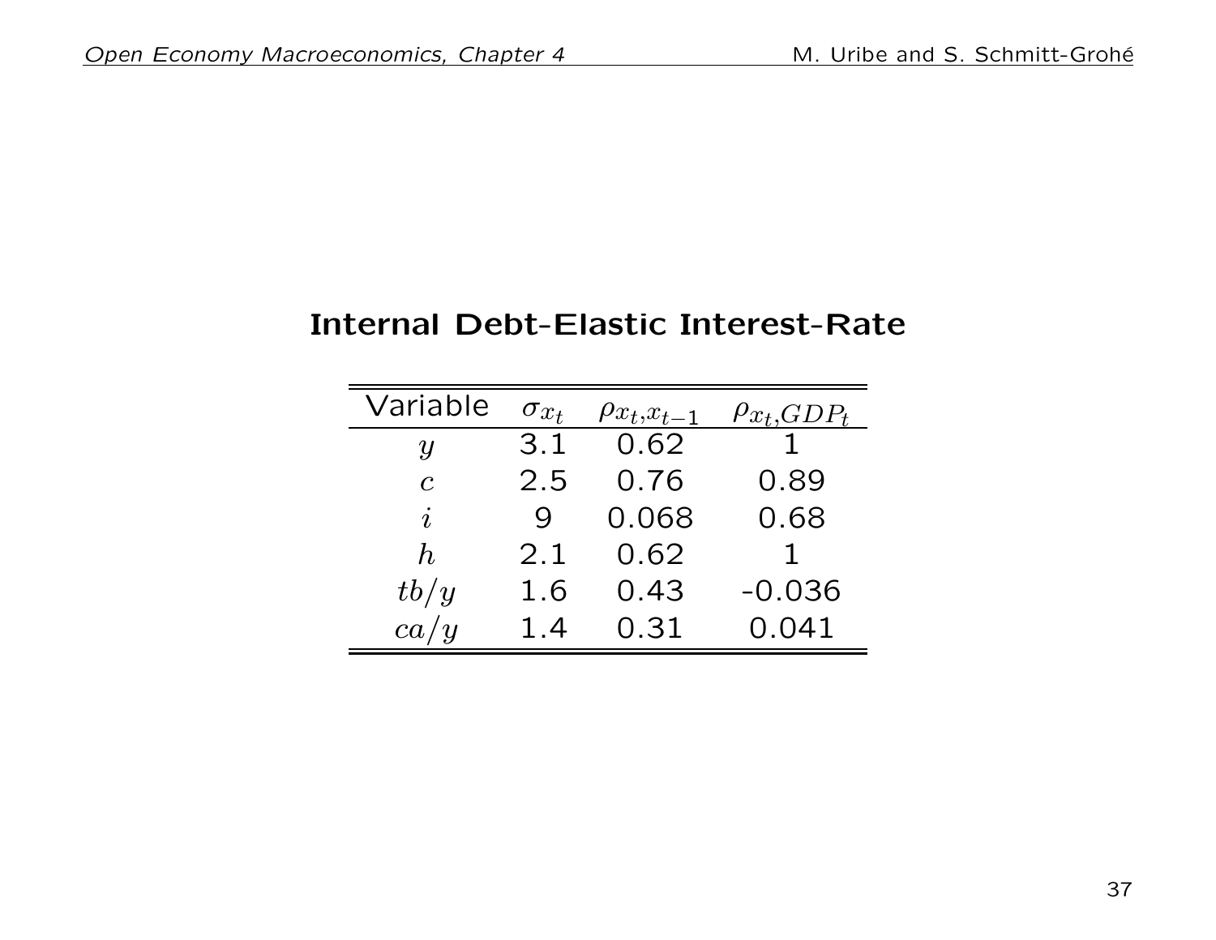## Internal Debt-Elastic Interest-Rate

| Variable | $\sigma_{x_t}$ | $\rho_{x_t,x_{t-1}}$ | $\rho_{x_t,GDP_t}$ |
|---|---|---|---|
| $y$ | 3.1 | 0.62 | 1 |
| $c$ | 2.5 | 0.76 | 0.89 |
| $i$ | 9 | 0.068 | 0.68 |
| $h$ | 2.1 | 0.62 | 1 |
| $tb/y$ | 1.6 | 0.43 | -0.036 |
| $ca/y$ | 1.4 | 0.31 | 0.041 |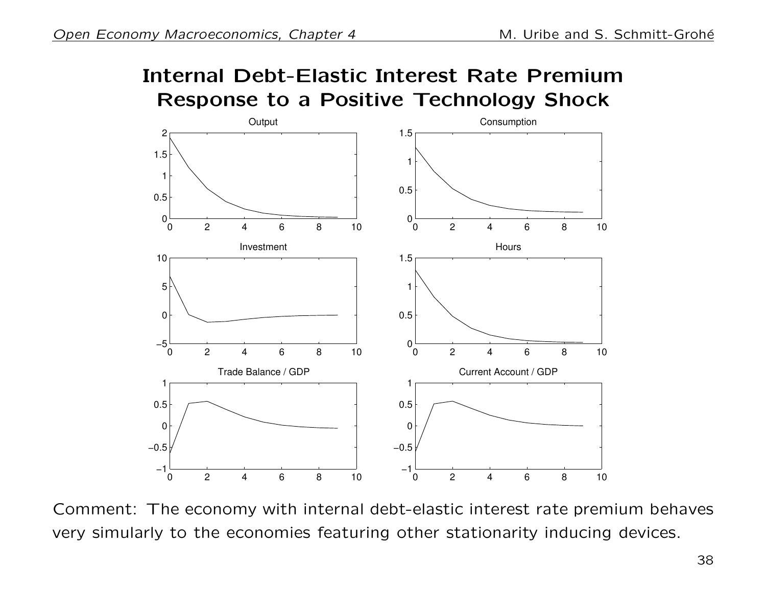# Internal Debt-Elastic Interest Rate Premium Response to a Positive Technology Shock

Comment: The economy with internal debt-elastic interest rate premium behaves very simularly to the economies featuring other stationarity inducing devices.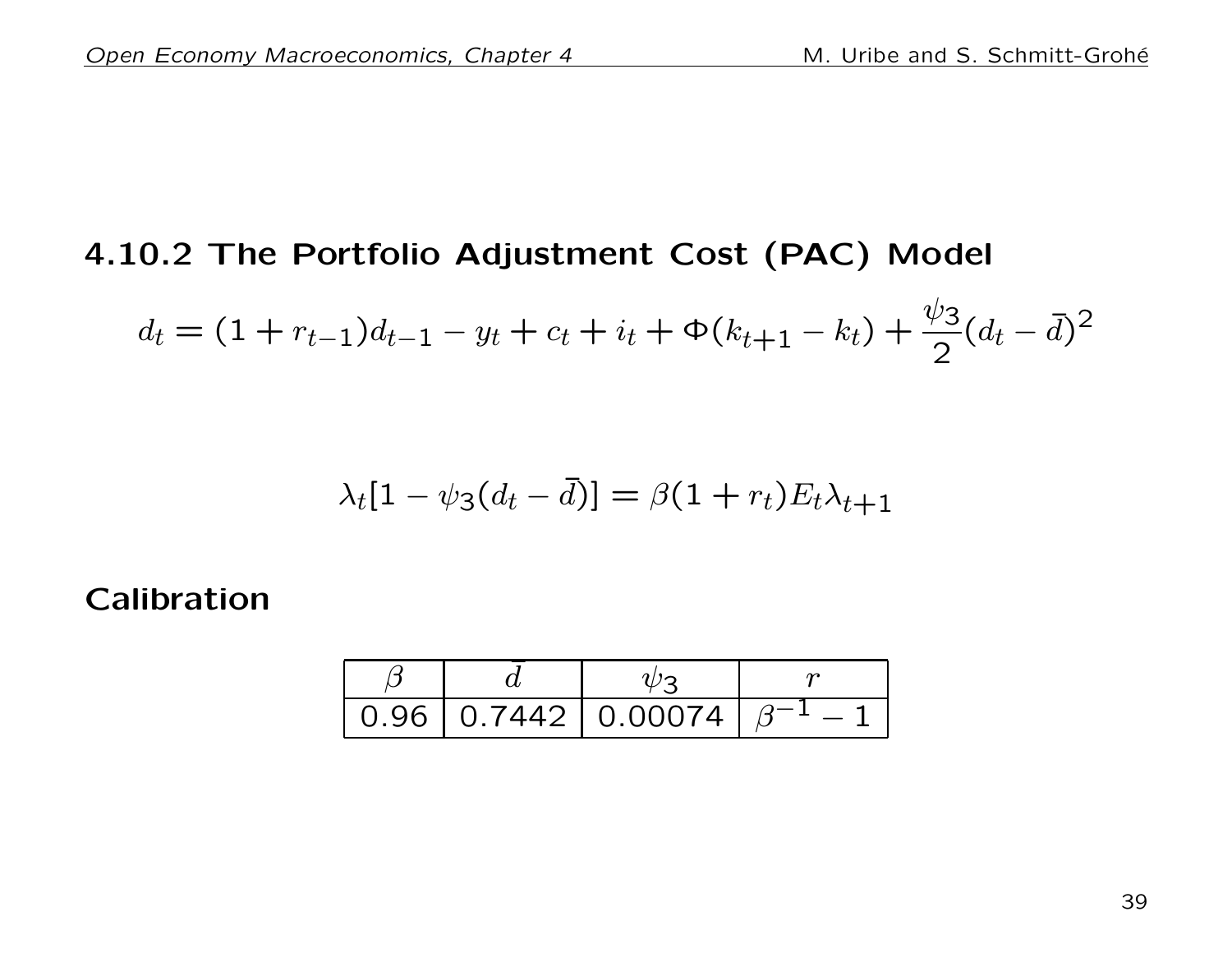## 4.10.2 The Portfolio Adjustment Cost (PAC) Model

$$d_t = (1 + r_{t-1})d_{t-1} - y_t + c_t + i_t + \Phi(k_{t+1} - k_t) + \frac{\psi_3}{2}(d_t - \bar{d})^2$$

$$\lambda_t[1 - \psi_3(d_t - \bar{d})] = \beta(1 + r_t)E_t\lambda_{t+1}$$

**Calibration**

| $\beta$ | $\bar{d}$ | $\psi_3$ | $r$ |
|---|---|---|---|
| 0.96 | 0.7442 | 0.00074 | $\beta^{-1} - 1$ |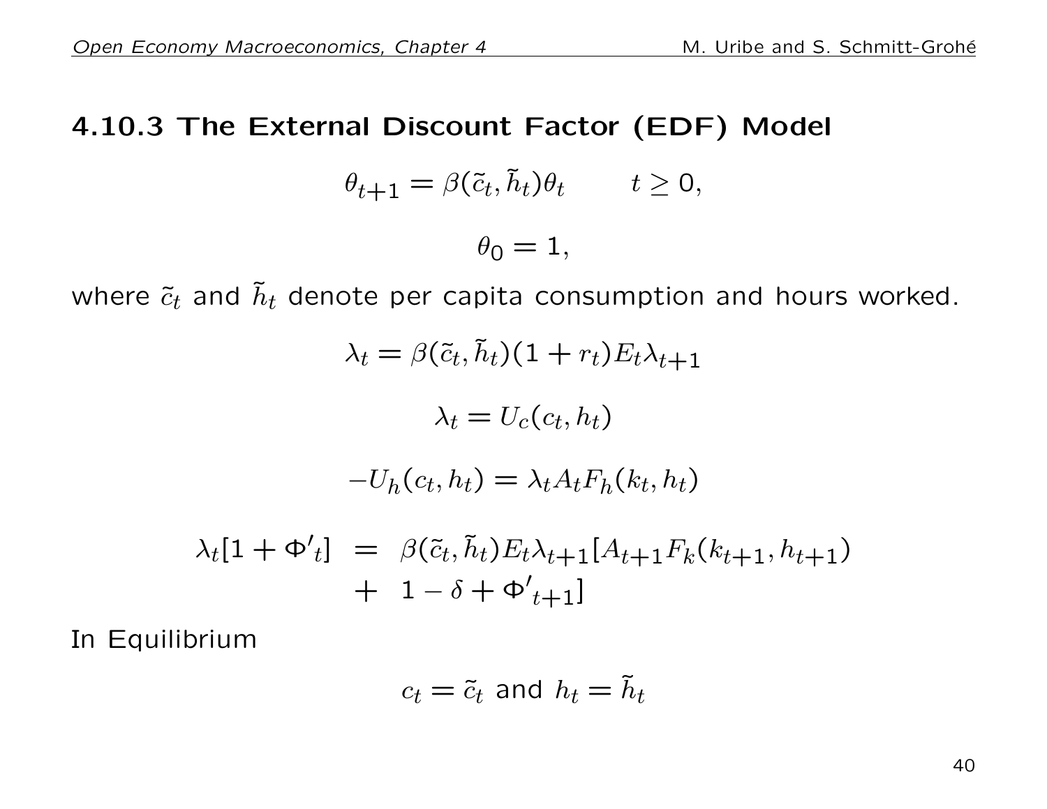### 4.10.3 The External Discount Factor (EDF) Model

$$\theta_{t+1} = \beta(\tilde{c}_t, \tilde{h}_t)\theta_t \qquad t \geq 0,$$

$$\theta_0 = 1,$$

where $\tilde{c}_t$ and $\tilde{h}_t$ denote per capita consumption and hours worked.

$$\lambda_t = \beta(\tilde{c}_t, \tilde{h}_t)(1 + r_t)E_t\lambda_{t+1}$$

$$\lambda_t = U_c(c_t, h_t)$$

$$-U_h(c_t, h_t) = \lambda_t A_t F_h(k_t, h_t)$$

$$\begin{aligned} \lambda_t[1 + {\Phi'}_t] &= \beta(\tilde{c}_t, \tilde{h}_t)E_t\lambda_{t+1}[A_{t+1}F_k(k_{t+1}, h_{t+1}) \\ &+ 1 - \delta + {\Phi'}_{t+1}] \end{aligned}$$

In Equilibrium

$$c_t = \tilde{c}_t \text{ and } h_t = \tilde{h}_t$$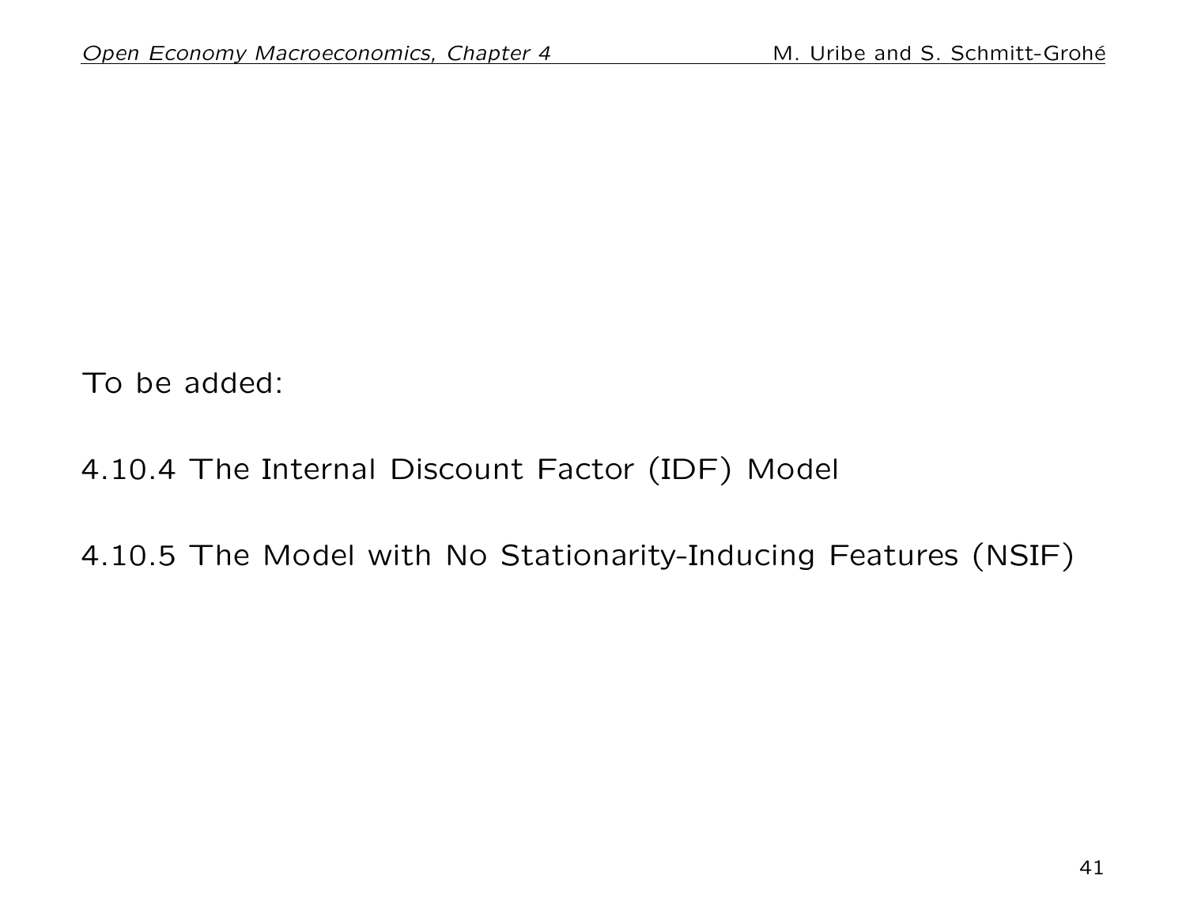To be added:

4.10.4 The Internal Discount Factor (IDF) Model

4.10.5 The Model with No Stationarity-Inducing Features (NSIF)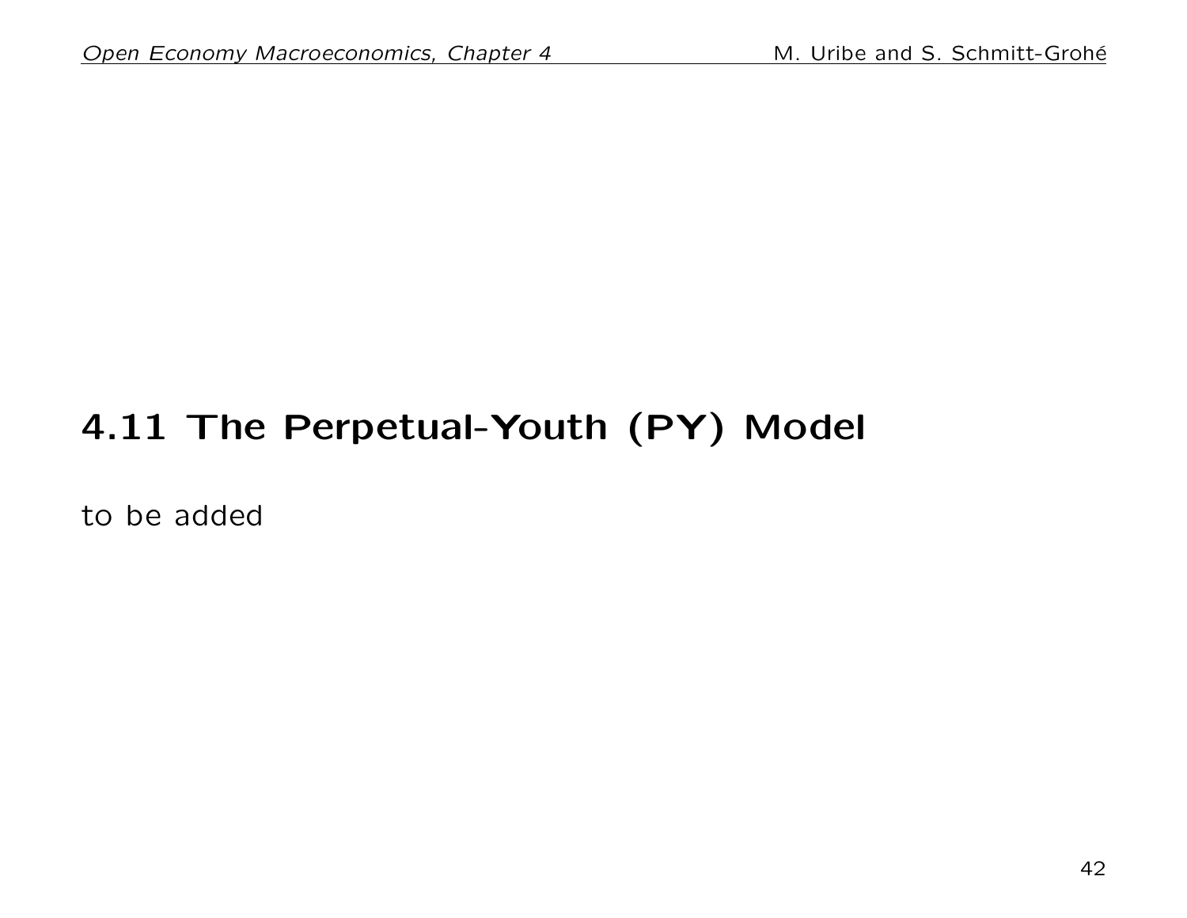## 4.11 The Perpetual-Youth (PY) Model

to be added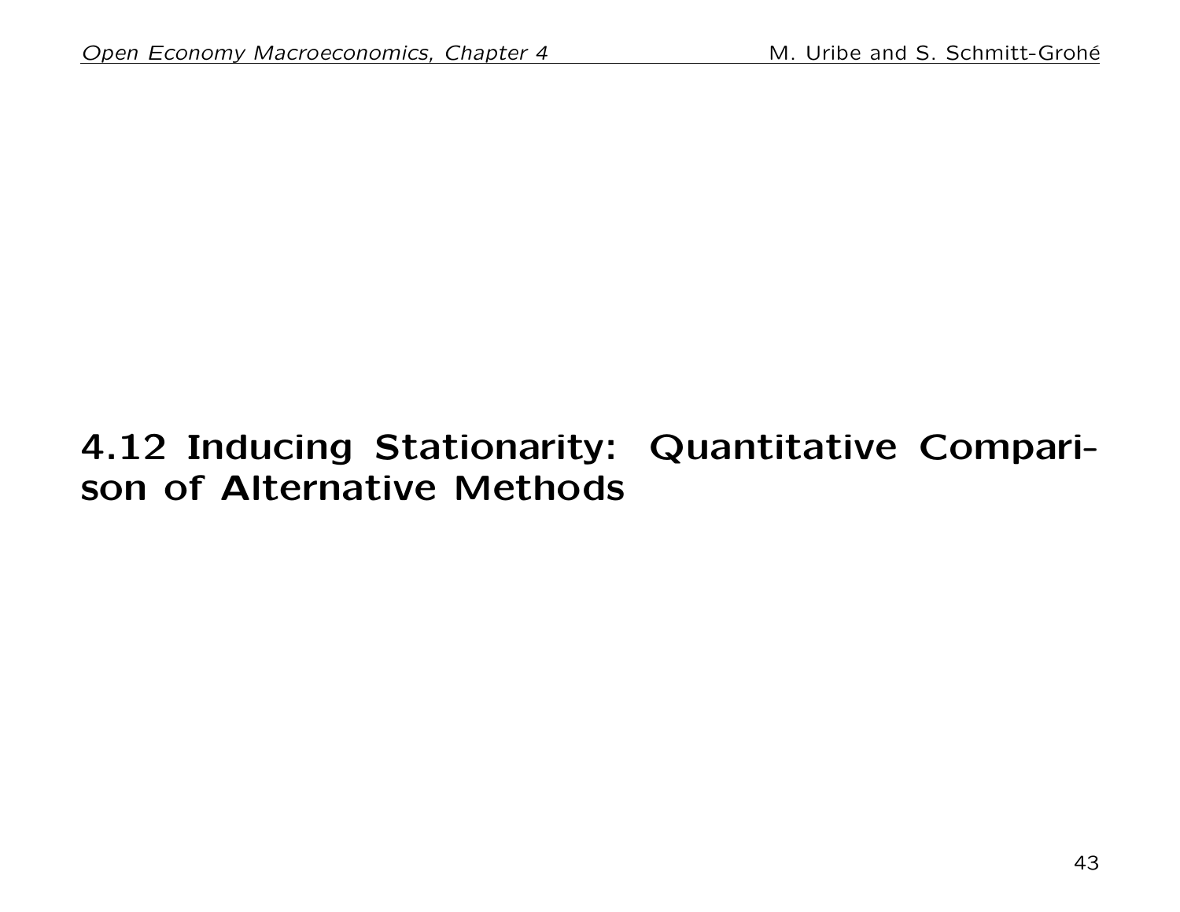## 4.12 Inducing Stationarity: Quantitative Comparison of Alternative Methods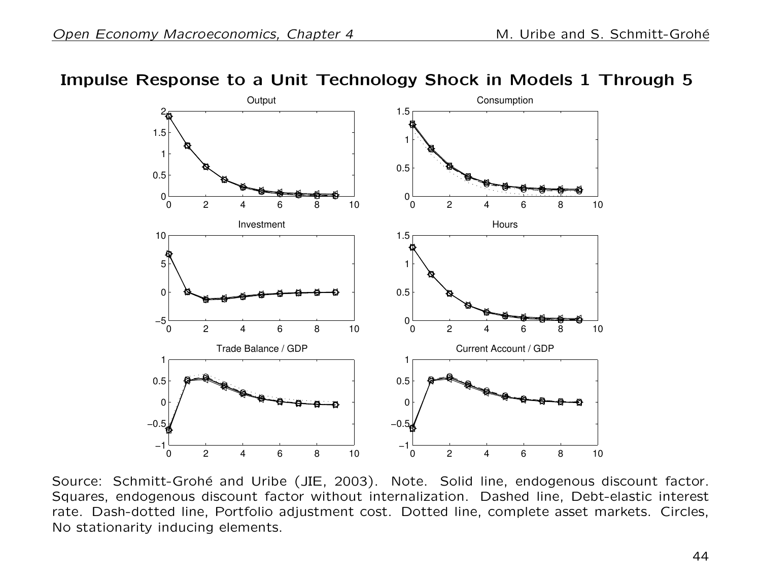# Impulse Response to a Unit Technology Shock in Models 1 Through 5

Source: Schmitt-Grohé and Uribe (JIE, 2003). Note. Solid line, endogenous discount factor. Squares, endogenous discount factor without internalization. Dashed line, Debt-elastic interest rate. Dash-dotted line, Portfolio adjustment cost. Dotted line, complete asset markets. Circles, No stationarity inducing elements.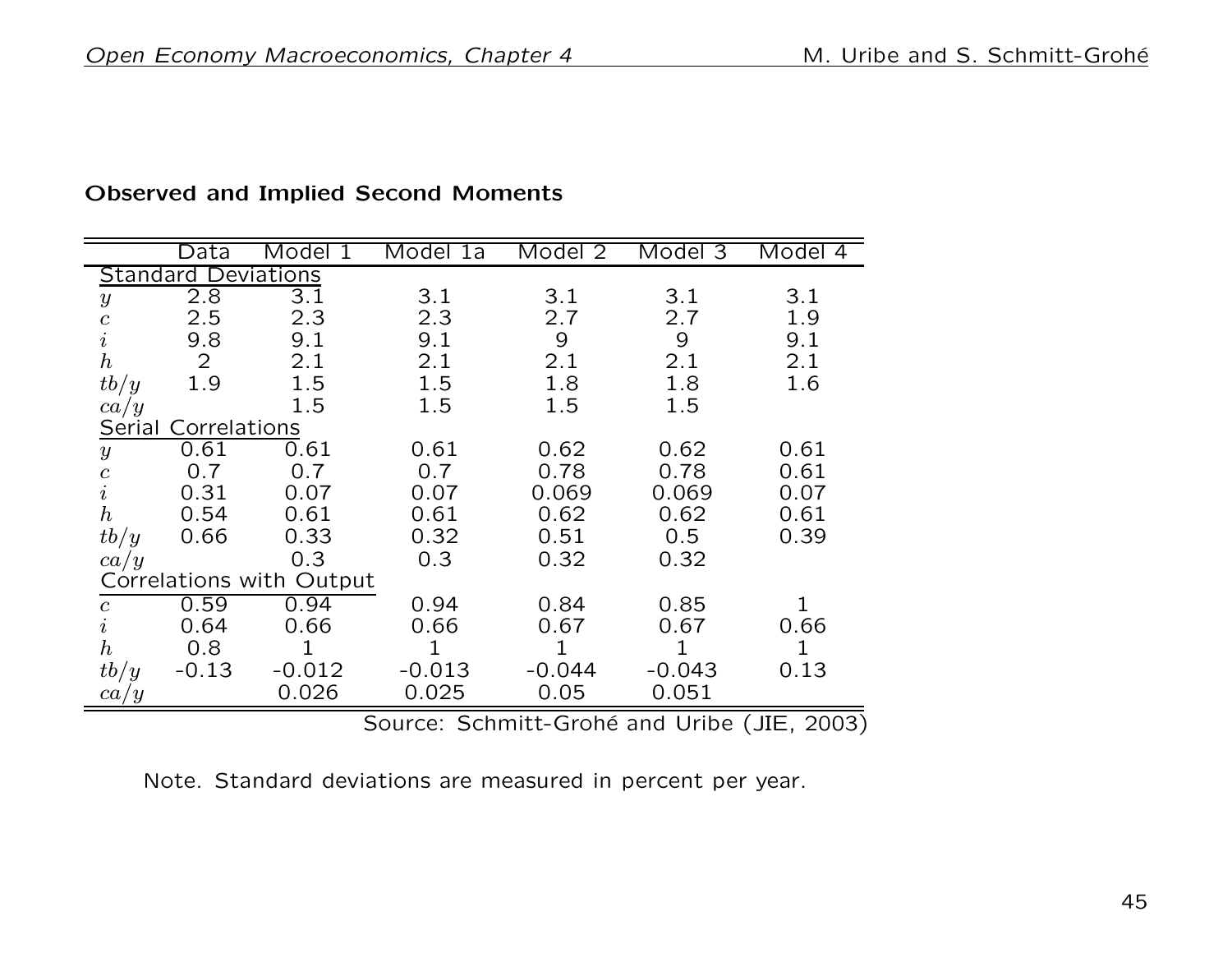**Observed and Implied Second Moments**

| | Data | Model 1 | Model 1a | Model 2 | Model 3 | Model 4 |
|---|---|---|---|---|---|---|
| Standard Deviations | | | | | | |
| $y$ | 2.8 | 3.1 | 3.1 | 3.1 | 3.1 | 3.1 |
| $c$ | 2.5 | 2.3 | 2.3 | 2.7 | 2.7 | 1.9 |
| $i$ | 9.8 | 9.1 | 9.1 | 9 | 9 | 9.1 |
| $h$ | 2 | 2.1 | 2.1 | 2.1 | 2.1 | 2.1 |
| $tb/y$ | 1.9 | 1.5 | 1.5 | 1.8 | 1.8 | 1.6 |
| $ca/y$ | | 1.5 | 1.5 | 1.5 | 1.5 | |
| Serial Correlations | | | | | | |
| $y$ | 0.61 | 0.61 | 0.61 | 0.62 | 0.62 | 0.61 |
| $c$ | 0.7 | 0.7 | 0.7 | 0.78 | 0.78 | 0.61 |
| $i$ | 0.31 | 0.07 | 0.07 | 0.069 | 0.069 | 0.07 |
| $h$ | 0.54 | 0.61 | 0.61 | 0.62 | 0.62 | 0.61 |
| $tb/y$ | 0.66 | 0.33 | 0.32 | 0.51 | 0.5 | 0.39 |
| $ca/y$ | | 0.3 | 0.3 | 0.32 | 0.32 | |
| Correlations with Output | | | | | | |
| $c$ | 0.59 | 0.94 | 0.94 | 0.84 | 0.85 | 1 |
| $i$ | 0.64 | 0.66 | 0.66 | 0.67 | 0.67 | 0.66 |
| $h$ | 0.8 | 1 | 1 | 1 | 1 | 1 |
| $tb/y$ | -0.13 | -0.012 | -0.013 | -0.044 | -0.043 | 0.13 |
| $ca/y$ | | 0.026 | 0.025 | 0.05 | 0.051 | |

Source: Schmitt-Grohé and Uribe (JIE, 2003)

Note. Standard deviations are measured in percent per year.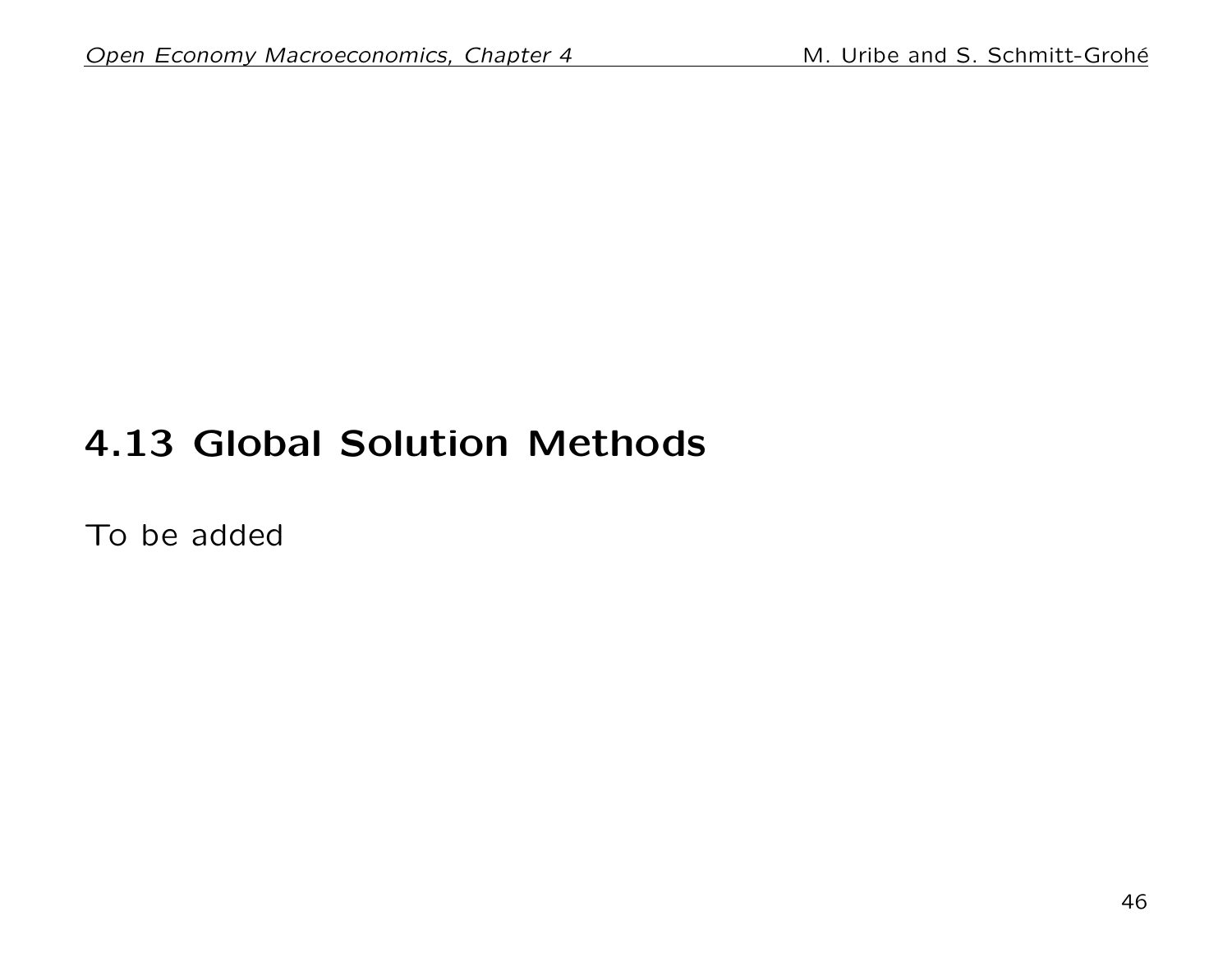## 4.13 Global Solution Methods

To be added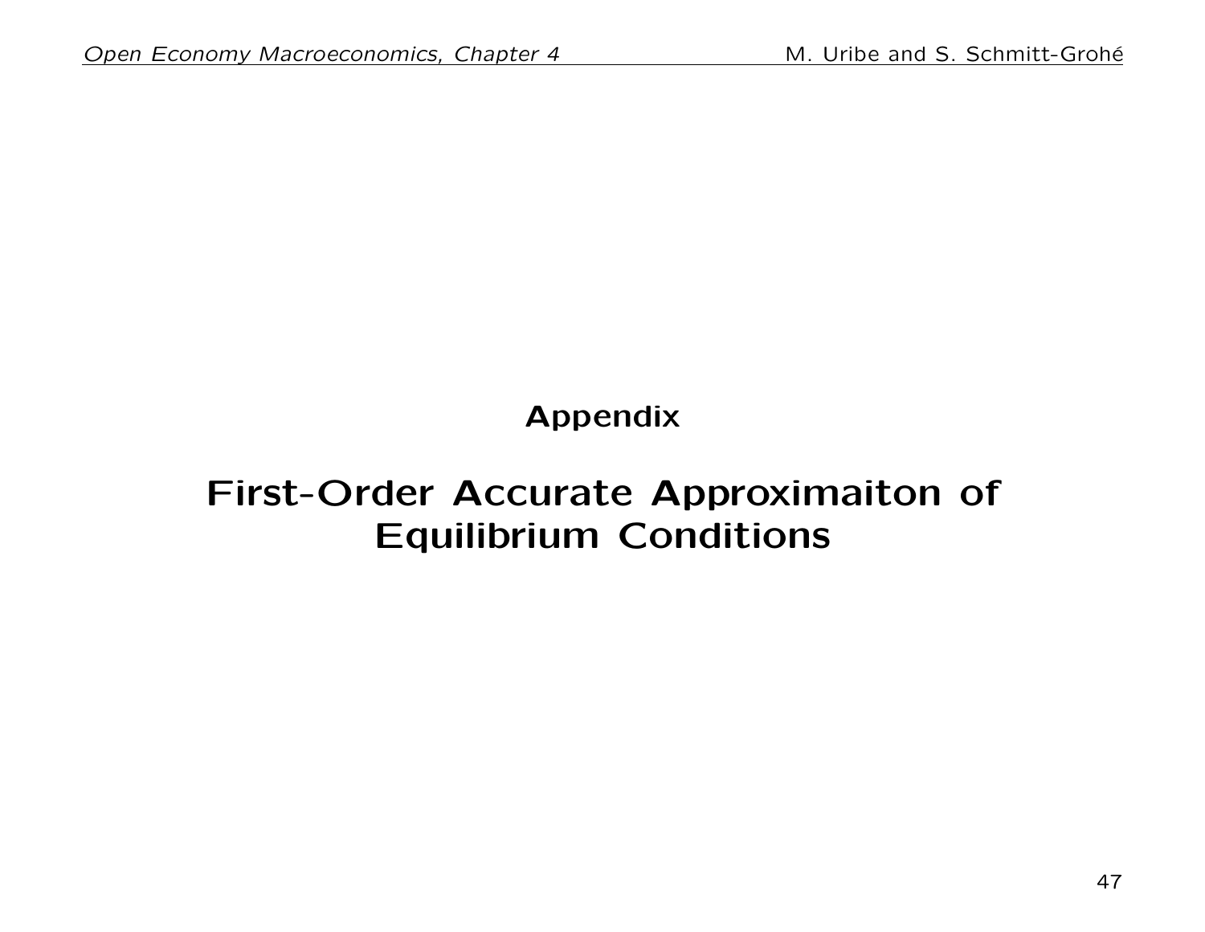**Appendix**

# First-Order Accurate Approximaiton of Equilibrium Conditions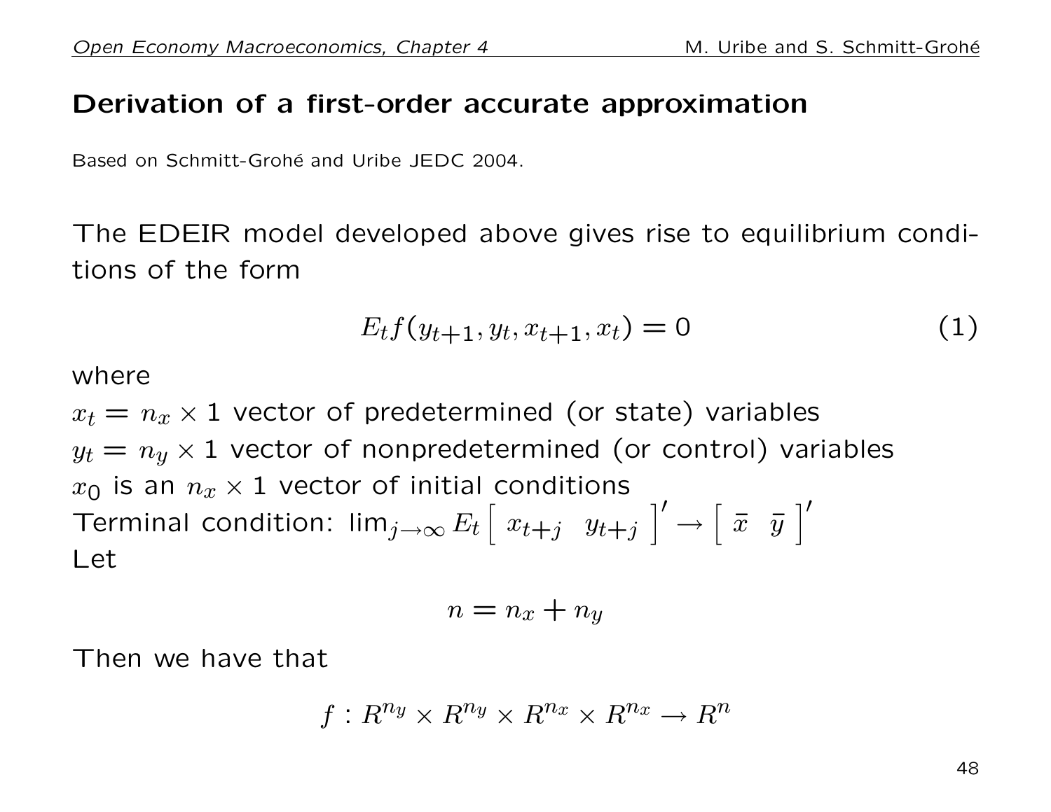## Derivation of a first-order accurate approximation

Based on Schmitt-Grohé and Uribe JEDC 2004.

The EDEIR model developed above gives rise to equilibrium conditions of the form

$$E_t f(y_{t+1}, y_t, x_{t+1}, x_t) = 0 \tag{1}$$

where

$x_t = n_x \times 1$ vector of predetermined (or state) variables
$y_t = n_y \times 1$ vector of nonpredetermined (or control) variables
$x_0$ is an $n_x \times 1$ vector of initial conditions
Terminal condition: $\lim_{j\to\infty} E_t \left[ \begin{array}{cc} x_{t+j} & y_{t+j} \end{array} \right]' \to \left[ \begin{array}{cc} \bar{x} & \bar{y} \end{array} \right]'$
Let

$$n = n_x + n_y$$

Then we have that

$$f : R^{n_y} \times R^{n_y} \times R^{n_x} \times R^{n_x} \to R^n$$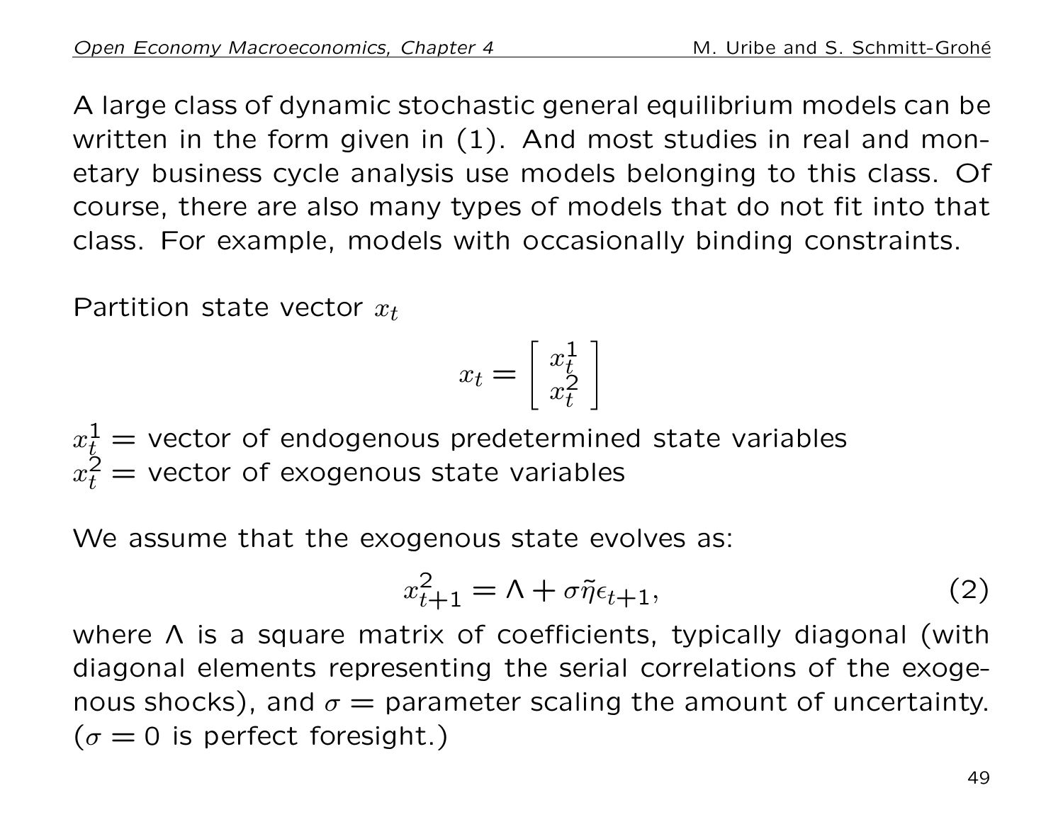A large class of dynamic stochastic general equilibrium models can be written in the form given in (1). And most studies in real and monetary business cycle analysis use models belonging to this class. Of course, there are also many types of models that do not fit into that class. For example, models with occasionally binding constraints.

Partition state vector $x_t$

$$x_t = \begin{bmatrix} x_t^1 \\ x_t^2 \end{bmatrix}$$

$x_t^1 =$ vector of endogenous predetermined state variables
$x_t^2 =$ vector of exogenous state variables

We assume that the exogenous state evolves as:

$$x_{t+1}^2 = \Lambda + \sigma \tilde{\eta} \epsilon_{t+1}, \tag{2}$$

where $\Lambda$ is a square matrix of coefficients, typically diagonal (with diagonal elements representing the serial correlations of the exogenous shocks), and $\sigma =$ parameter scaling the amount of uncertainty. ($\sigma = 0$ is perfect foresight.)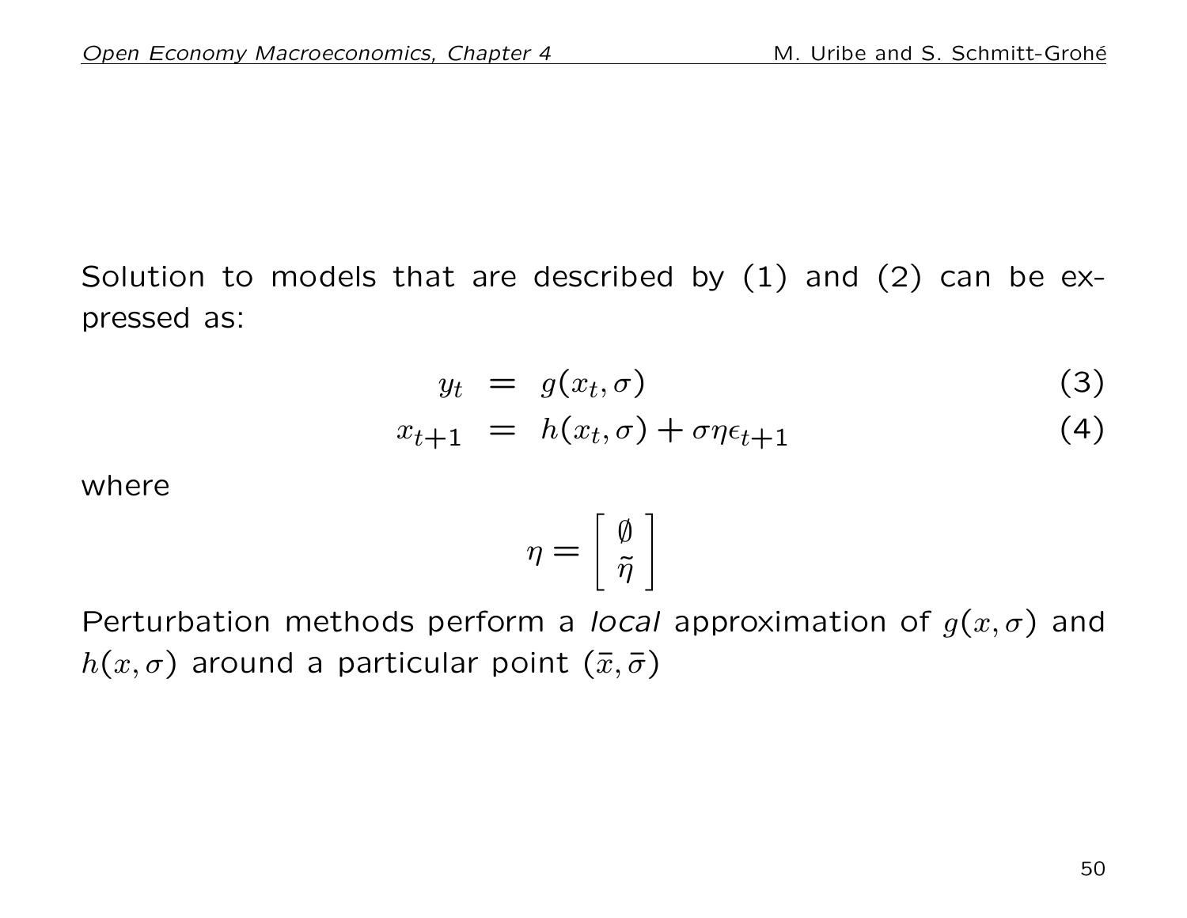Solution to models that are described by (1) and (2) can be expressed as:

$$
\begin{aligned}
y_t &= g(x_t, \sigma) && (3) \\
x_{t+1} &= h(x_t, \sigma) + \sigma \eta \epsilon_{t+1} && (4)
\end{aligned}
$$

where

$$
\eta = \begin{bmatrix} \emptyset \\ \tilde{\eta} \end{bmatrix}
$$

Perturbation methods perform a *local* approximation of $g(x, \sigma)$ and $h(x, \sigma)$ around a particular point $(\bar{x}, \bar{\sigma})$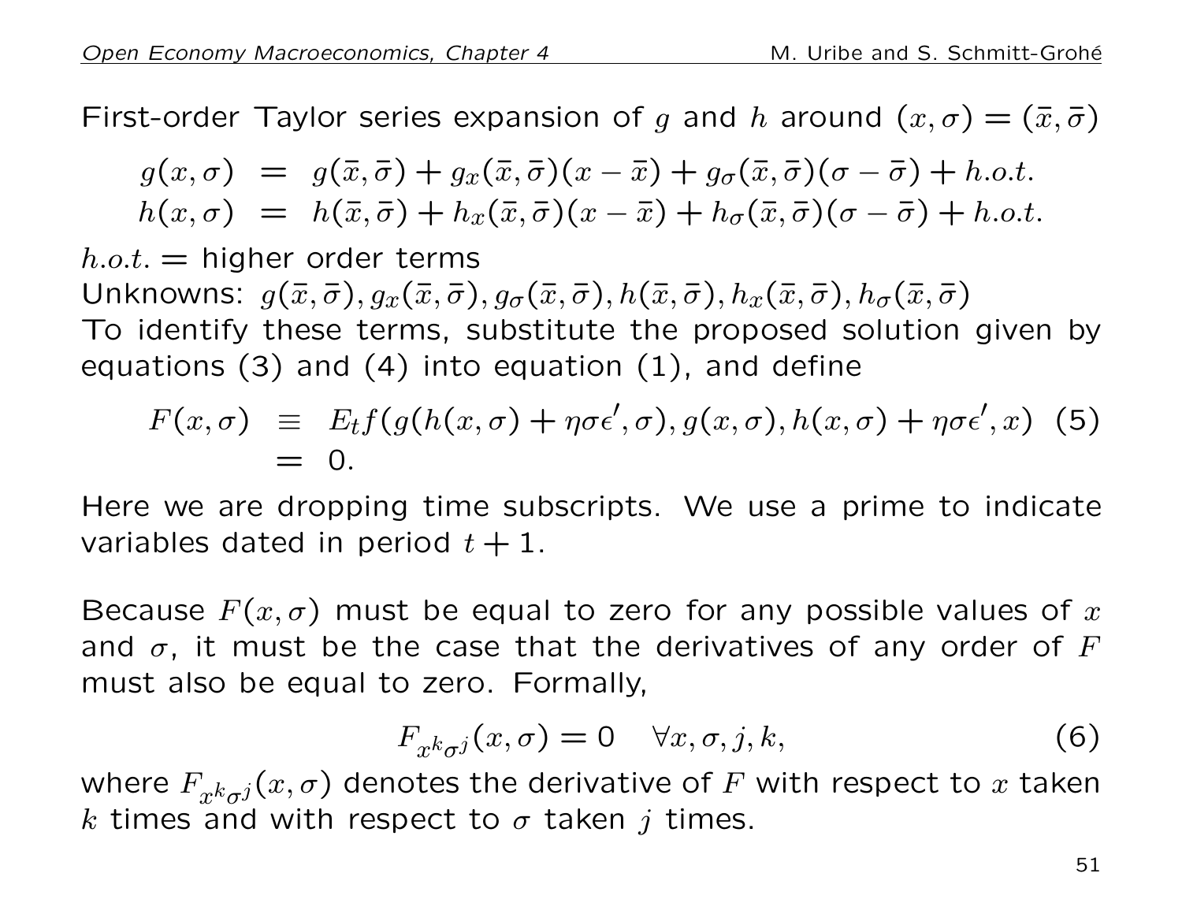First-order Taylor series expansion of $g$ and $h$ around $(x, \sigma) = (\bar{x}, \bar{\sigma})$

$$
\begin{aligned}
g(x, \sigma) &= g(\bar{x}, \bar{\sigma}) + g_x(\bar{x}, \bar{\sigma})(x - \bar{x}) + g_\sigma(\bar{x}, \bar{\sigma})(\sigma - \bar{\sigma}) + h.o.t. \\
h(x, \sigma) &= h(\bar{x}, \bar{\sigma}) + h_x(\bar{x}, \bar{\sigma})(x - \bar{x}) + h_\sigma(\bar{x}, \bar{\sigma})(\sigma - \bar{\sigma}) + h.o.t.
\end{aligned}
$$

$h.o.t.$ = higher order terms
Unknowns: $g(\bar{x}, \bar{\sigma}), g_x(\bar{x}, \bar{\sigma}), g_\sigma(\bar{x}, \bar{\sigma}), h(\bar{x}, \bar{\sigma}), h_x(\bar{x}, \bar{\sigma}), h_\sigma(\bar{x}, \bar{\sigma})$
To identify these terms, substitute the proposed solution given by equations (3) and (4) into equation (1), and define

$$
\begin{aligned}
F(x, \sigma) &\equiv E_t f(g(h(x, \sigma) + \eta\sigma\epsilon', \sigma), g(x, \sigma), h(x, \sigma) + \eta\sigma\epsilon', x) \quad (5) \\
&= 0.
\end{aligned}
$$

Here we are dropping time subscripts. We use a prime to indicate variables dated in period $t + 1$.

Because $F(x, \sigma)$ must be equal to zero for any possible values of $x$ and $\sigma$, it must be the case that the derivatives of any order of $F$ must also be equal to zero. Formally,

$$
F_{x^k \sigma^j}(x, \sigma) = 0 \quad \forall x, \sigma, j, k, \qquad (6)
$$

where $F_{x^k \sigma^j}(x, \sigma)$ denotes the derivative of $F$ with respect to $x$ taken $k$ times and with respect to $\sigma$ taken $j$ times.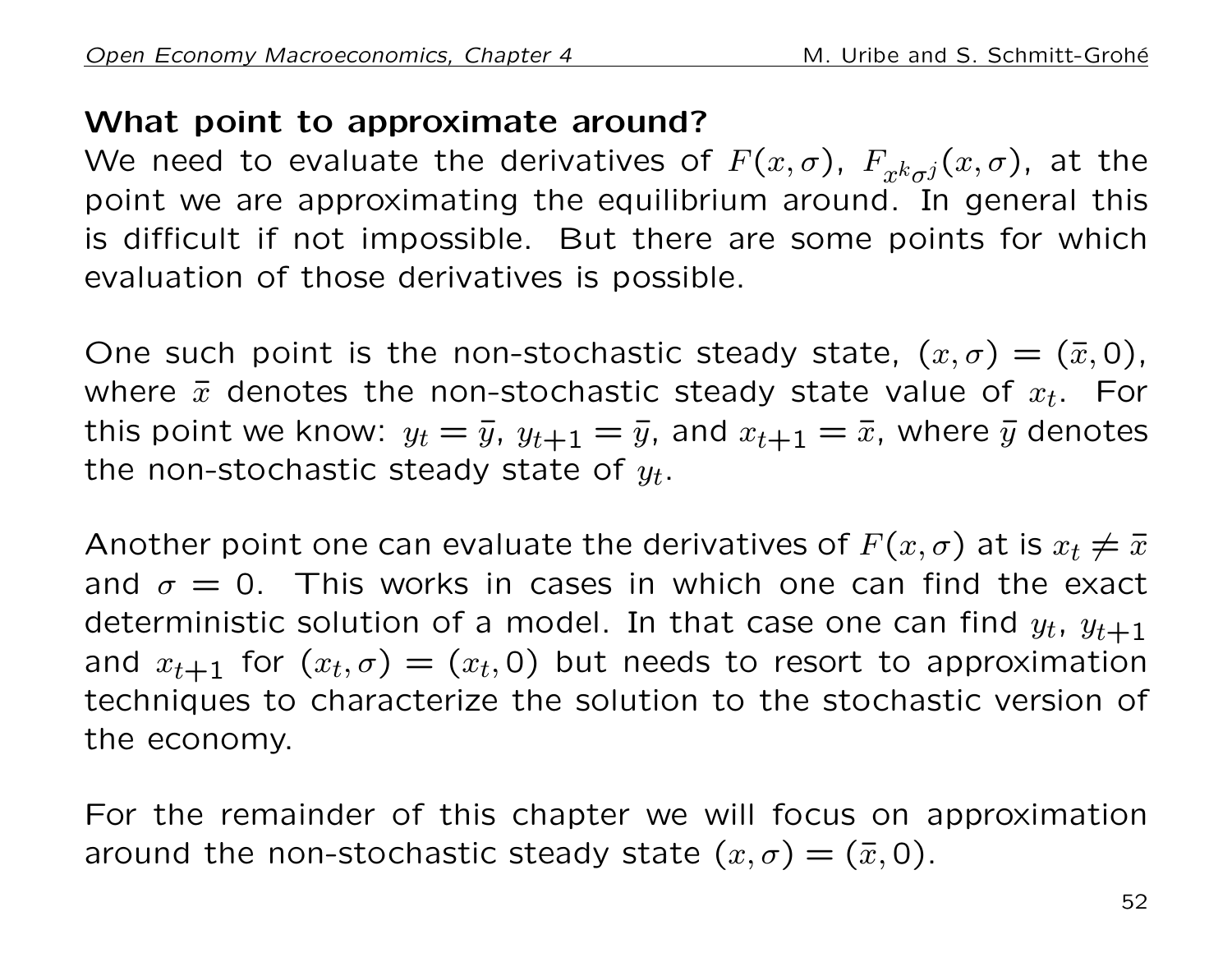**What point to approximate around?**

We need to evaluate the derivatives of $F(x, \sigma)$, $F_{x^k \sigma^j}(x, \sigma)$, at the point we are approximating the equilibrium around. In general this is difficult if not impossible. But there are some points for which evaluation of those derivatives is possible.

One such point is the non-stochastic steady state, $(x, \sigma) = (\bar{x}, 0)$, where $\bar{x}$ denotes the non-stochastic steady state value of $x_t$. For this point we know: $y_t = \bar{y}$, $y_{t+1} = \bar{y}$, and $x_{t+1} = \bar{x}$, where $\bar{y}$ denotes the non-stochastic steady state of $y_t$.

Another point one can evaluate the derivatives of $F(x, \sigma)$ at is $x_t \neq \bar{x}$ and $\sigma = 0$. This works in cases in which one can find the exact deterministic solution of a model. In that case one can find $y_t$, $y_{t+1}$ and $x_{t+1}$ for $(x_t, \sigma) = (x_t, 0)$ but needs to resort to approximation techniques to characterize the solution to the stochastic version of the economy.

For the remainder of this chapter we will focus on approximation around the non-stochastic steady state $(x, \sigma) = (\bar{x}, 0)$.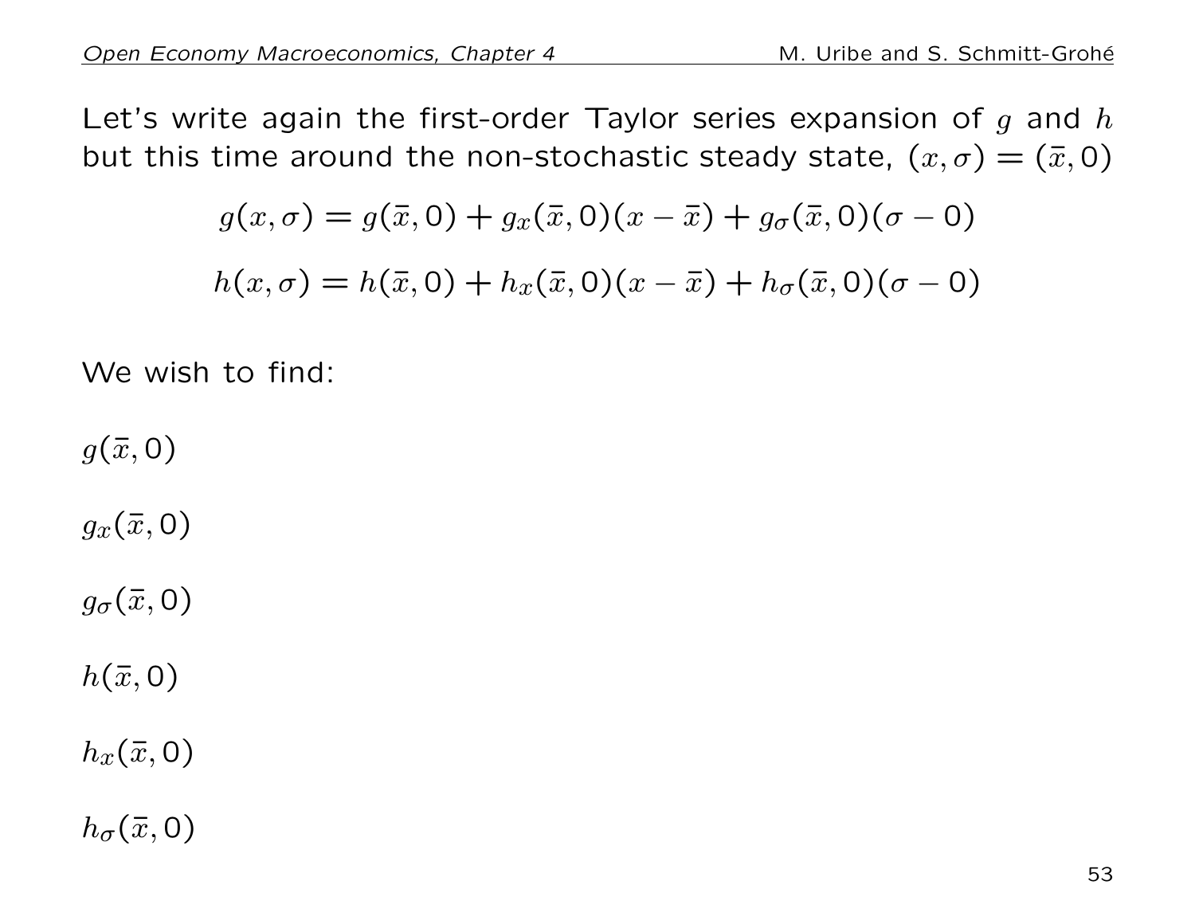Let's write again the first-order Taylor series expansion of $g$ and $h$ but this time around the non-stochastic steady state, $(x, \sigma) = (\bar{x}, 0)$

$$g(x, \sigma) = g(\bar{x}, 0) + g_x(\bar{x}, 0)(x - \bar{x}) + g_\sigma(\bar{x}, 0)(\sigma - 0)$$

$$h(x, \sigma) = h(\bar{x}, 0) + h_x(\bar{x}, 0)(x - \bar{x}) + h_\sigma(\bar{x}, 0)(\sigma - 0)$$

We wish to find:

$g(\bar{x}, 0)$

$g_x(\bar{x}, 0)$

$g_\sigma(\bar{x}, 0)$

$h(\bar{x}, 0)$

$h_x(\bar{x}, 0)$

$h_\sigma(\bar{x}, 0)$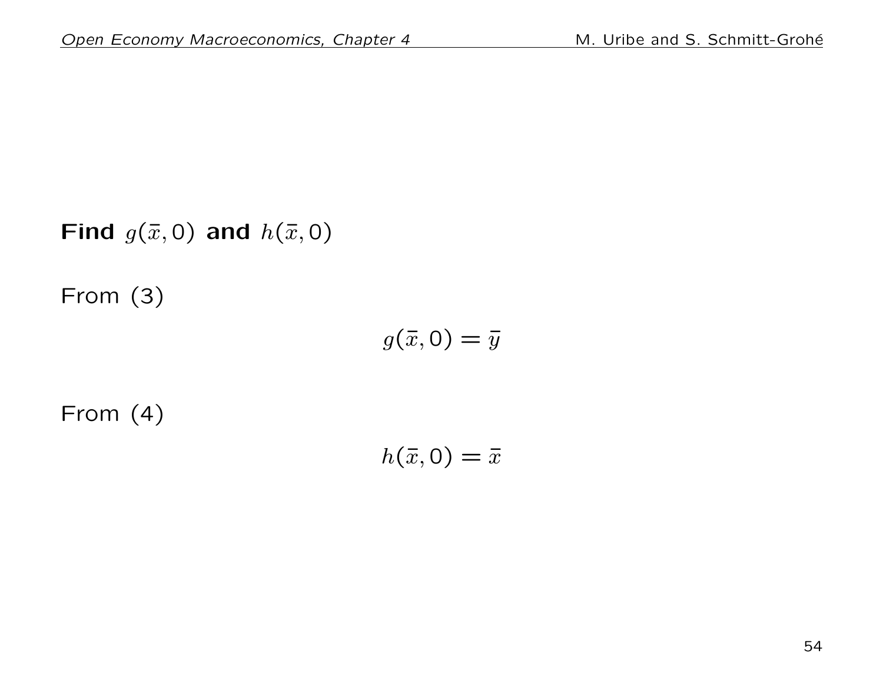**Find $g(\bar{x}, 0)$ and $h(\bar{x}, 0)$**

From (3)

$$g(\bar{x}, 0) = \bar{y}$$

From (4)

$$h(\bar{x}, 0) = \bar{x}$$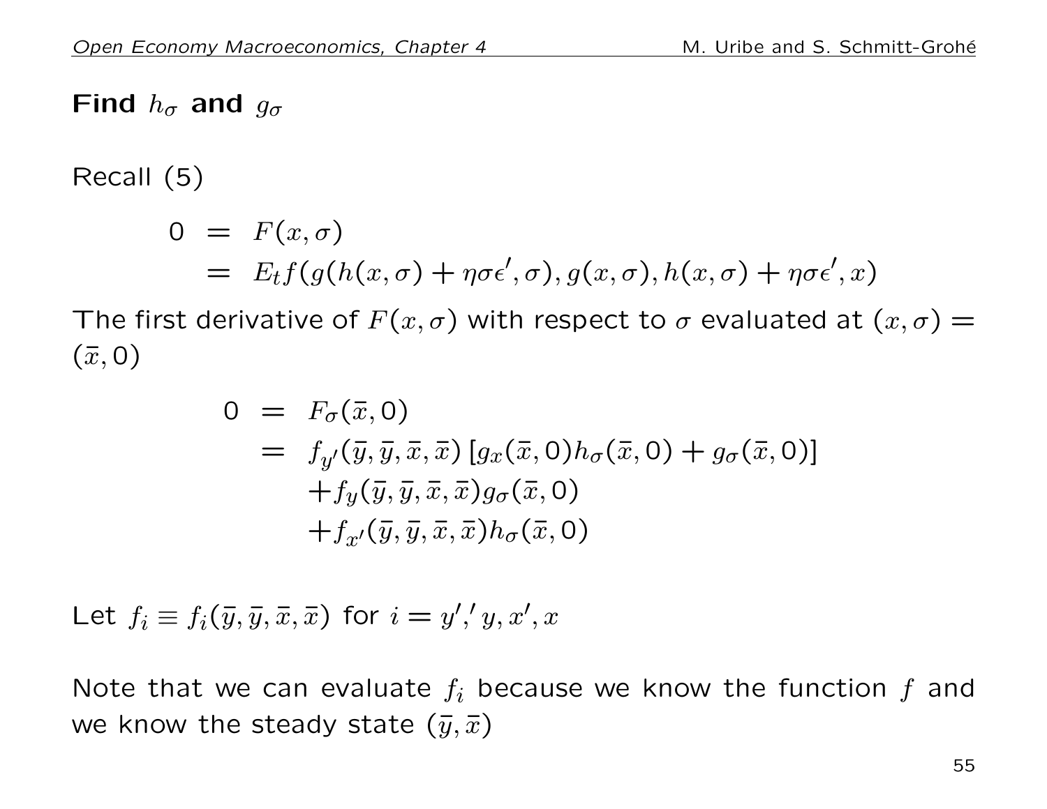**Find $h_\sigma$ and $g_\sigma$**

Recall (5)

$$
\begin{aligned}
0 &= F(x,\sigma) \\
&= E_t f(g(h(x,\sigma)+\eta\sigma\epsilon',\sigma), g(x,\sigma), h(x,\sigma)+\eta\sigma\epsilon', x)
\end{aligned}
$$

The first derivative of $F(x,\sigma)$ with respect to $\sigma$ evaluated at $(x,\sigma) = (\bar{x}, 0)$

$$
\begin{aligned}
0 &= F_\sigma(\bar{x},0) \\
&= f_{y'}(\bar{y},\bar{y},\bar{x},\bar{x})\left[g_x(\bar{x},0)h_\sigma(\bar{x},0) + g_\sigma(\bar{x},0)\right] \\
&\quad + f_y(\bar{y},\bar{y},\bar{x},\bar{x})g_\sigma(\bar{x},0) \\
&\quad + f_{x'}(\bar{y},\bar{y},\bar{x},\bar{x})h_\sigma(\bar{x},0)
\end{aligned}
$$

Let $f_i \equiv f_i(\bar{y},\bar{y},\bar{x},\bar{x})$ for $i = y',' y, x', x$

Note that we can evaluate $f_i$ because we know the function $f$ and we know the steady state $(\bar{y},\bar{x})$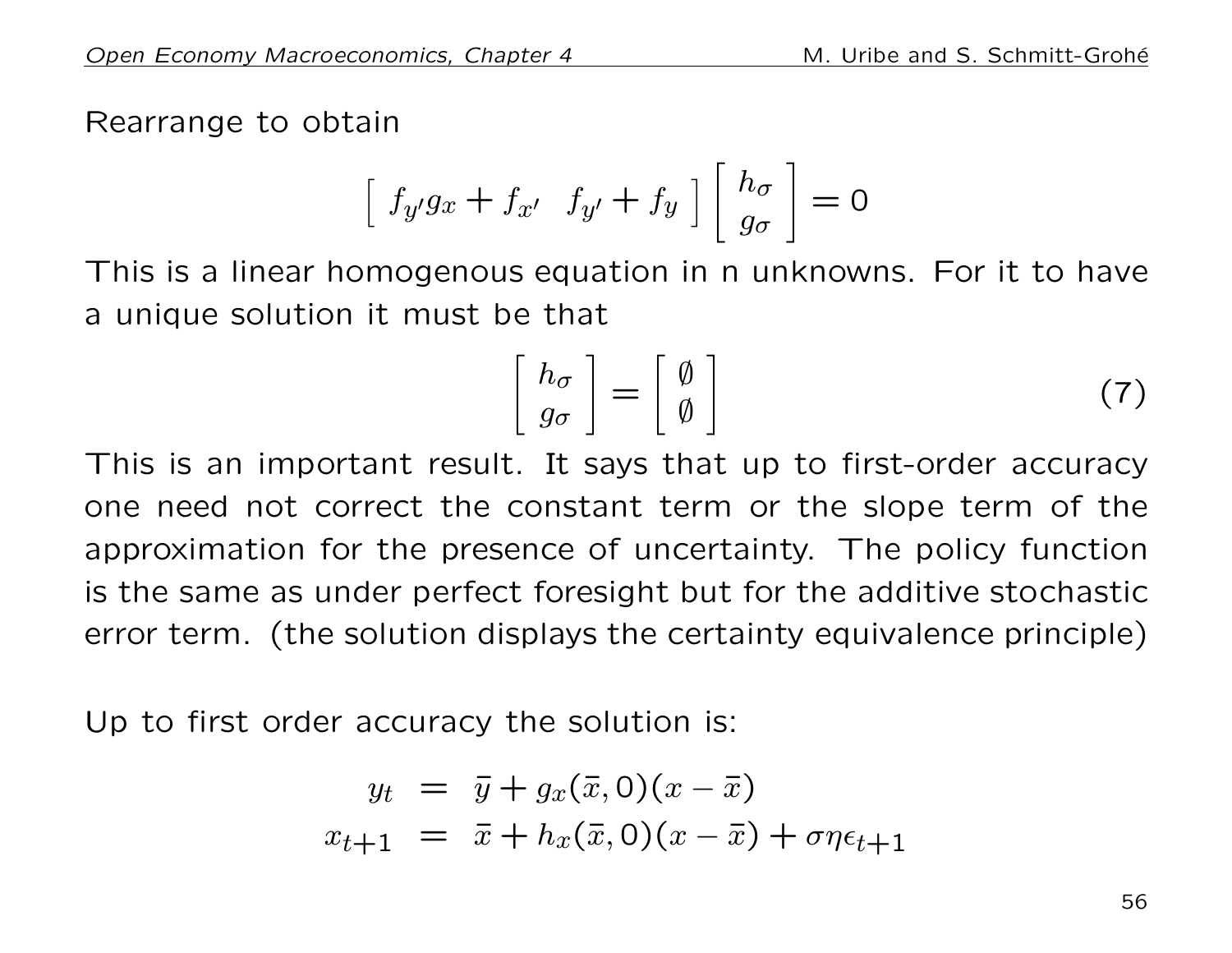Rearrange to obtain

$$\left[ \begin{array}{cc} f_{y'} g_x + f_{x'} & f_{y'} + f_y \end{array} \right] \left[ \begin{array}{c} h_\sigma \\ g_\sigma \end{array} \right] = 0$$

This is a linear homogenous equation in n unknowns. For it to have a unique solution it must be that

$$\left[ \begin{array}{c} h_\sigma \\ g_\sigma \end{array} \right] = \left[ \begin{array}{c} \emptyset \\ \emptyset \end{array} \right] \tag{7}$$

This is an important result. It says that up to first-order accuracy one need not correct the constant term or the slope term of the approximation for the presence of uncertainty. The policy function is the same as under perfect foresight but for the additive stochastic error term. (the solution displays the certainty equivalence principle)

Up to first order accuracy the solution is:

$$\begin{aligned} y_t &= \bar{y} + g_x(\bar{x}, 0)(x - \bar{x}) \\ x_{t+1} &= \bar{x} + h_x(\bar{x}, 0)(x - \bar{x}) + \sigma \eta \epsilon_{t+1} \end{aligned}$$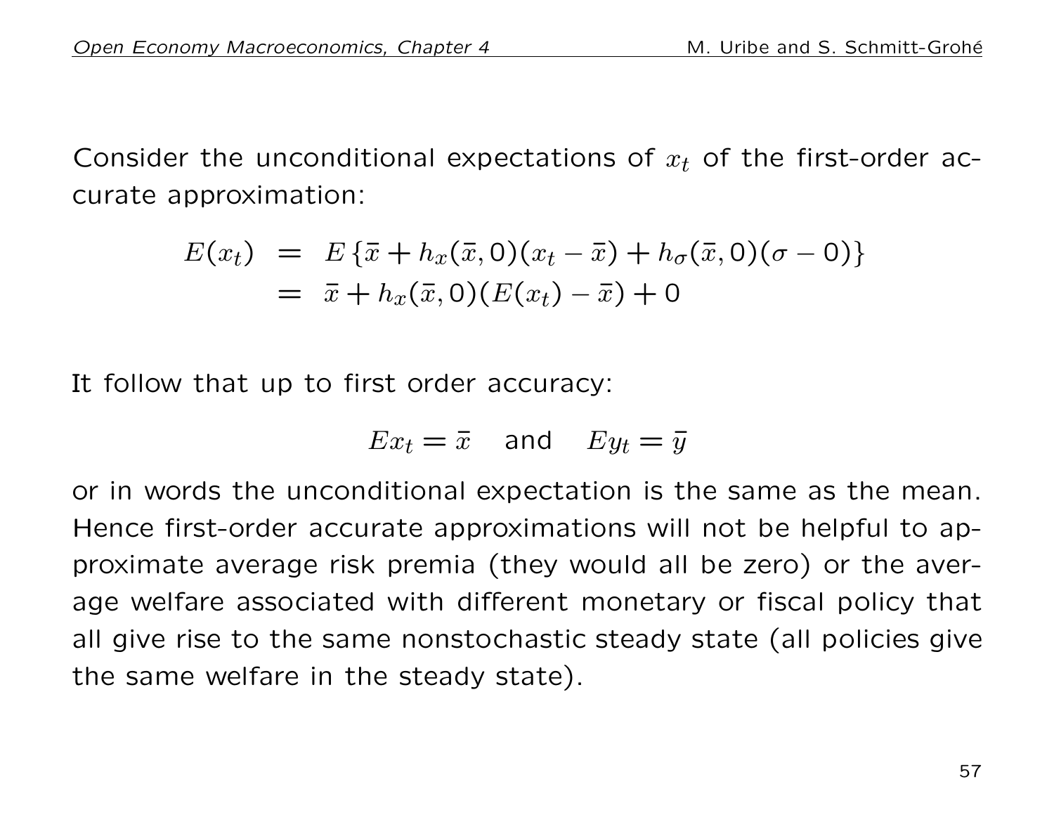Consider the unconditional expectations of $x_t$ of the first-order accurate approximation:

$$
\begin{aligned}
E(x_t) &= E\left\{\bar{x} + h_x(\bar{x},0)(x_t - \bar{x}) + h_\sigma(\bar{x},0)(\sigma - 0)\right\} \\
&= \bar{x} + h_x(\bar{x},0)(E(x_t) - \bar{x}) + 0
\end{aligned}
$$

It follow that up to first order accuracy:

$$
Ex_t = \bar{x} \quad \text{and} \quad Ey_t = \bar{y}
$$

or in words the unconditional expectation is the same as the mean. Hence first-order accurate approximations will not be helpful to approximate average risk premia (they would all be zero) or the average welfare associated with different monetary or fiscal policy that all give rise to the same nonstochastic steady state (all policies give the same welfare in the steady state).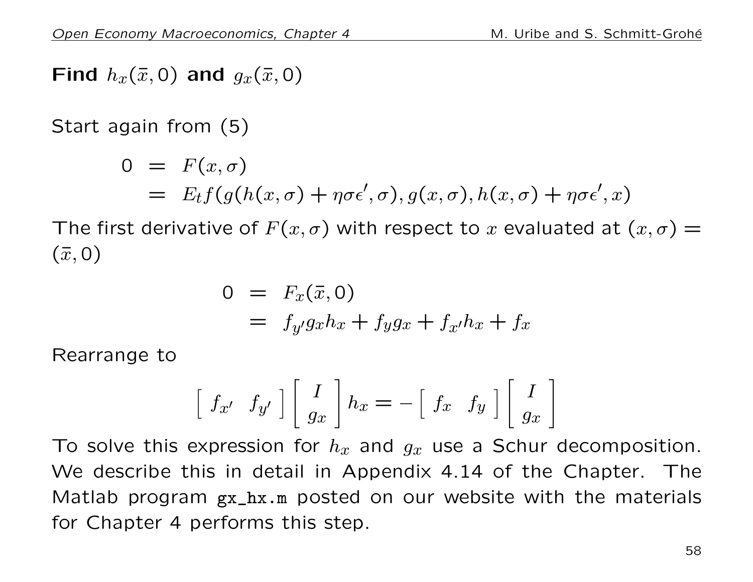**Find $h_x(\bar{x}, 0)$ and $g_x(\bar{x}, 0)$**

Start again from (5)

$$
\begin{aligned}
0 &= F(x, \sigma) \\
&= E_t f(g(h(x, \sigma) + \eta\sigma\epsilon', \sigma), g(x, \sigma), h(x, \sigma) + \eta\sigma\epsilon', x)
\end{aligned}
$$

The first derivative of $F(x, \sigma)$ with respect to $x$ evaluated at $(x, \sigma) = (\bar{x}, 0)$

$$
\begin{aligned}
0 &= F_x(\bar{x}, 0) \\
&= f_{y'} g_x h_x + f_y g_x + f_{x'} h_x + f_x
\end{aligned}
$$

Rearrange to

$$
\left[ \begin{array}{cc} f_{x'} & f_{y'} \end{array} \right] \left[ \begin{array}{c} I \\ g_x \end{array} \right] h_x = -\left[ \begin{array}{cc} f_x & f_y \end{array} \right] \left[ \begin{array}{c} I \\ g_x \end{array} \right]
$$

To solve this expression for $h_x$ and $g_x$ use a Schur decomposition. We describe this in detail in Appendix 4.14 of the Chapter. The Matlab program `gx_hx.m` posted on our website with the materials for Chapter 4 performs this step.